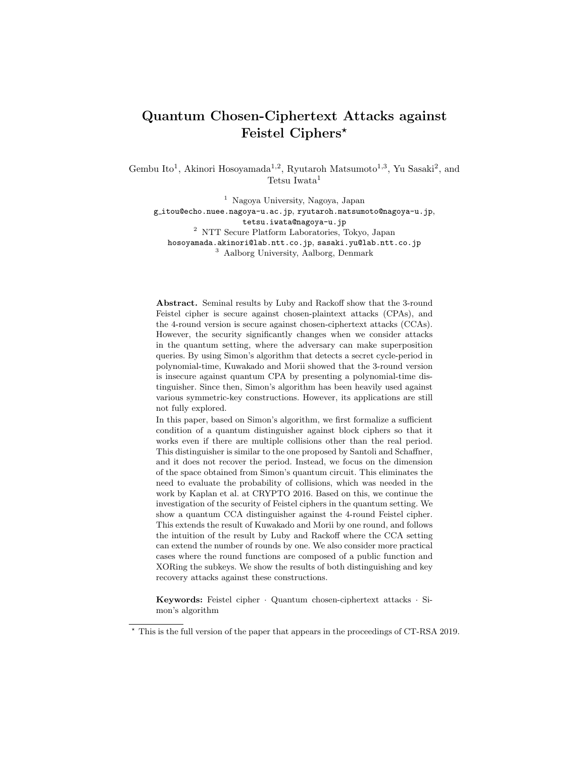# Quantum Chosen-Ciphertext Attacks against Feistel Ciphers*

Gembu Ito[1], Akinori Hosoyamada[1,2], Ryutaroh Matsumoto[1,3], Yu Sasaki[2], and Tetsu Iwata[1]

[1] Nagoya University, Nagoya, Japan
g_itou@echo.nuee.nagoya-u.ac.jp, ryutaroh.matsumoto@nagoya-u.jp, tetsu.iwata@nagoya-u.jp

[2] NTT Secure Platform Laboratories, Tokyo, Japan
hosoyamada.akinori@lab.ntt.co.jp, sasaki.yu@lab.ntt.co.jp

[3] Aalborg University, Aalborg, Denmark

**Abstract.** Seminal results by Luby and Rackoff show that the 3-round Feistel cipher is secure against chosen-plaintext attacks (CPAs), and the 4-round version is secure against chosen-ciphertext attacks (CCAs). However, the security significantly changes when we consider attacks in the quantum setting, where the adversary can make superposition queries. By using Simon's algorithm that detects a secret cycle-period in polynomial-time, Kuwakado and Morii showed that the 3-round version is insecure against quantum CPA by presenting a polynomial-time distinguisher. Since then, Simon's algorithm has been heavily used against various symmetric-key constructions. However, its applications are still not fully explored.

In this paper, based on Simon's algorithm, we first formalize a sufficient condition of a quantum distinguisher against block ciphers so that it works even if there are multiple collisions other than the real period. This distinguisher is similar to the one proposed by Santoli and Schaffner, and it does not recover the period. Instead, we focus on the dimension of the space obtained from Simon's quantum circuit. This eliminates the need to evaluate the probability of collisions, which was needed in the work by Kaplan et al. at CRYPTO 2016. Based on this, we continue the investigation of the security of Feistel ciphers in the quantum setting. We show a quantum CCA distinguisher against the 4-round Feistel cipher. This extends the result of Kuwakado and Morii by one round, and follows the intuition of the result by Luby and Rackoff where the CCA setting can extend the number of rounds by one. We also consider more practical cases where the round functions are composed of a public function and XORing the subkeys. We show the results of both distinguishing and key recovery attacks against these constructions.

**Keywords:** Feistel cipher · Quantum chosen-ciphertext attacks · Simon's algorithm

---

* This is the full version of the paper that appears in the proceedings of CT-RSA 2019.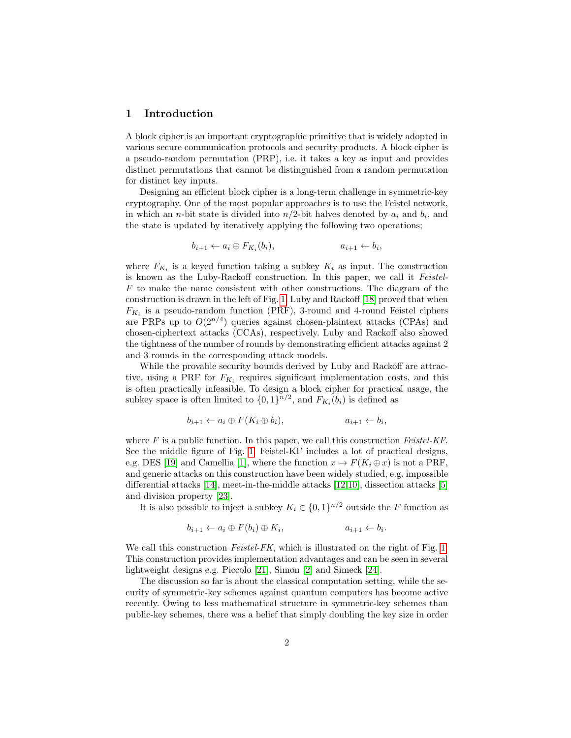## 1 Introduction

A block cipher is an important cryptographic primitive that is widely adopted in various secure communication protocols and security products. A block cipher is a pseudo-random permutation (PRP), i.e. it takes a key as input and provides distinct permutations that cannot be distinguished from a random permutation for distinct key inputs.

Designing an efficient block cipher is a long-term challenge in symmetric-key cryptography. One of the most popular approaches is to use the Feistel network, in which an $n$-bit state is divided into $n/2$-bit halves denoted by $a_i$ and $b_i$, and the state is updated by iteratively applying the following two operations;

$$b_{i+1} \leftarrow a_i \oplus F_{K_i}(b_i), \qquad\qquad a_{i+1} \leftarrow b_i,$$

where $F_{K_i}$ is a keyed function taking a subkey $K_i$ as input. The construction is known as the Luby-Rackoff construction. In this paper, we call it *Feistel-F* to make the name consistent with other constructions. The diagram of the construction is drawn in the left of Fig. 1. Luby and Rackoff [18] proved that when $F_{K_i}$ is a pseudo-random function (PRF), 3-round and 4-round Feistel ciphers are PRPs up to $O(2^{n/4})$ queries against chosen-plaintext attacks (CPAs) and chosen-ciphertext attacks (CCAs), respectively. Luby and Rackoff also showed the tightness of the number of rounds by demonstrating efficient attacks against 2 and 3 rounds in the corresponding attack models.

While the provable security bounds derived by Luby and Rackoff are attractive, using a PRF for $F_{K_i}$ requires significant implementation costs, and this is often practically infeasible. To design a block cipher for practical usage, the subkey space is often limited to $\{0,1\}^{n/2}$, and $F_{K_i}(b_i)$ is defined as

$$b_{i+1} \leftarrow a_i \oplus F(K_i \oplus b_i), \qquad\qquad a_{i+1} \leftarrow b_i,$$

where $F$ is a public function. In this paper, we call this construction *Feistel-KF*. See the middle figure of Fig. 1. Feistel-KF includes a lot of practical designs, e.g. DES [19] and Camellia [1], where the function $x \mapsto F(K_i \oplus x)$ is not a PRF, and generic attacks on this construction have been widely studied, e.g. impossible differential attacks [14], meet-in-the-middle attacks [12,10], dissection attacks [5] and division property [23].

It is also possible to inject a subkey $K_i \in \{0,1\}^{n/2}$ outside the $F$ function as

$$b_{i+1} \leftarrow a_i \oplus F(b_i) \oplus K_i, \qquad\qquad a_{i+1} \leftarrow b_i.$$

We call this construction *Feistel-FK*, which is illustrated on the right of Fig. 1. This construction provides implementation advantages and can be seen in several lightweight designs e.g. Piccolo [21], Simon [2] and Simeck [24].

The discussion so far is about the classical computation setting, while the security of symmetric-key schemes against quantum computers has become active recently. Owing to less mathematical structure in symmetric-key schemes than public-key schemes, there was a belief that simply doubling the key size in order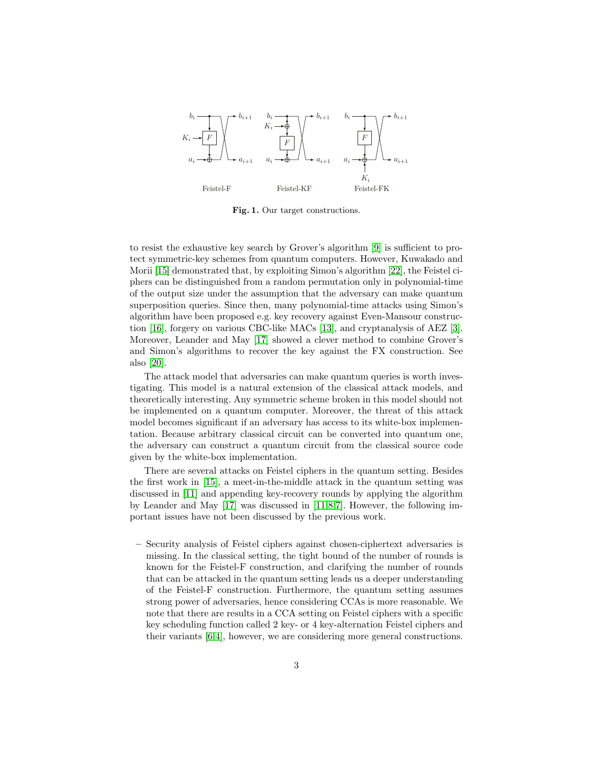**Fig. 1.** Our target constructions.

to resist the exhaustive key search by Grover's algorithm [9] is sufficient to protect symmetric-key schemes from quantum computers. However, Kuwakado and Morii [15] demonstrated that, by exploiting Simon's algorithm [22], the Feistel ciphers can be distinguished from a random permutation only in polynomial-time of the output size under the assumption that the adversary can make quantum superposition queries. Since then, many polynomial-time attacks using Simon's algorithm have been proposed e.g. key recovery against Even-Mansour construction [16], forgery on various CBC-like MACs [13], and cryptanalysis of AEZ [3]. Moreover, Leander and May [17] showed a clever method to combine Grover's and Simon's algorithms to recover the key against the FX construction. See also [20].

The attack model that adversaries can make quantum queries is worth investigating. This model is a natural extension of the classical attack models, and theoretically interesting. Any symmetric scheme broken in this model should not be implemented on a quantum computer. Moreover, the threat of this attack model becomes significant if an adversary has access to its white-box implementation. Because arbitrary classical circuit can be converted into quantum one, the adversary can construct a quantum circuit from the classical source code given by the white-box implementation.

There are several attacks on Feistel ciphers in the quantum setting. Besides the first work in [15], a meet-in-the-middle attack in the quantum setting was discussed in [11] and appending key-recovery rounds by applying the algorithm by Leander and May [17] was discussed in [11,8,7]. However, the following important issues have not been discussed by the previous work.

- Security analysis of Feistel ciphers against chosen-ciphertext adversaries is missing. In the classical setting, the tight bound of the number of rounds is known for the Feistel-F construction, and clarifying the number of rounds that can be attacked in the quantum setting leads us a deeper understanding of the Feistel-F construction. Furthermore, the quantum setting assumes strong power of adversaries, hence considering CCAs is more reasonable. We note that there are results in a CCA setting on Feistel ciphers with a specific key scheduling function called 2 key- or 4 key-alternation Feistel ciphers and their variants [6,4], however, we are considering more general constructions.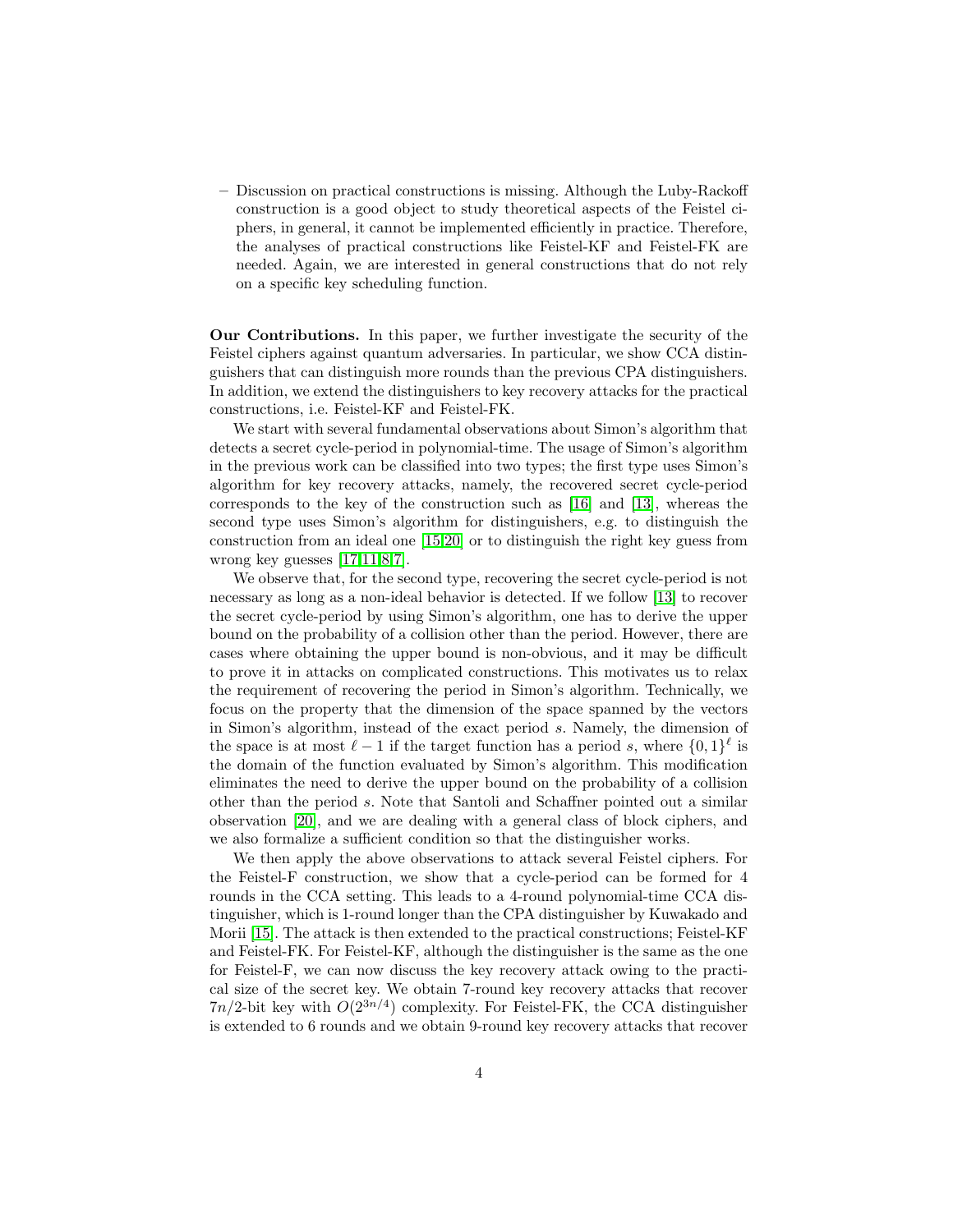– Discussion on practical constructions is missing. Although the Luby-Rackoff construction is a good object to study theoretical aspects of the Feistel ciphers, in general, it cannot be implemented efficiently in practice. Therefore, the analyses of practical constructions like Feistel-KF and Feistel-FK are needed. Again, we are interested in general constructions that do not rely on a specific key scheduling function.

**Our Contributions.** In this paper, we further investigate the security of the Feistel ciphers against quantum adversaries. In particular, we show CCA distinguishers that can distinguish more rounds than the previous CPA distinguishers. In addition, we extend the distinguishers to key recovery attacks for the practical constructions, i.e. Feistel-KF and Feistel-FK.

We start with several fundamental observations about Simon's algorithm that detects a secret cycle-period in polynomial-time. The usage of Simon's algorithm in the previous work can be classified into two types; the first type uses Simon's algorithm for key recovery attacks, namely, the recovered secret cycle-period corresponds to the key of the construction such as [16] and [13], whereas the second type uses Simon's algorithm for distinguishers, e.g. to distinguish the construction from an ideal one [15,20] or to distinguish the right key guess from wrong key guesses [17,11,8,7].

We observe that, for the second type, recovering the secret cycle-period is not necessary as long as a non-ideal behavior is detected. If we follow [13] to recover the secret cycle-period by using Simon's algorithm, one has to derive the upper bound on the probability of a collision other than the period. However, there are cases where obtaining the upper bound is non-obvious, and it may be difficult to prove it in attacks on complicated constructions. This motivates us to relax the requirement of recovering the period in Simon's algorithm. Technically, we focus on the property that the dimension of the space spanned by the vectors in Simon's algorithm, instead of the exact period $s$. Namely, the dimension of the space is at most $\ell - 1$ if the target function has a period $s$, where $\{0,1\}^\ell$ is the domain of the function evaluated by Simon's algorithm. This modification eliminates the need to derive the upper bound on the probability of a collision other than the period $s$. Note that Santoli and Schaffner pointed out a similar observation [20], and we are dealing with a general class of block ciphers, and we also formalize a sufficient condition so that the distinguisher works.

We then apply the above observations to attack several Feistel ciphers. For the Feistel-F construction, we show that a cycle-period can be formed for 4 rounds in the CCA setting. This leads to a 4-round polynomial-time CCA distinguisher, which is 1-round longer than the CPA distinguisher by Kuwakado and Morii [15]. The attack is then extended to the practical constructions; Feistel-KF and Feistel-FK. For Feistel-KF, although the distinguisher is the same as the one for Feistel-F, we can now discuss the key recovery attack owing to the practical size of the secret key. We obtain 7-round key recovery attacks that recover $7n/2$-bit key with $O(2^{3n/4})$ complexity. For Feistel-FK, the CCA distinguisher is extended to 6 rounds and we obtain 9-round key recovery attacks that recover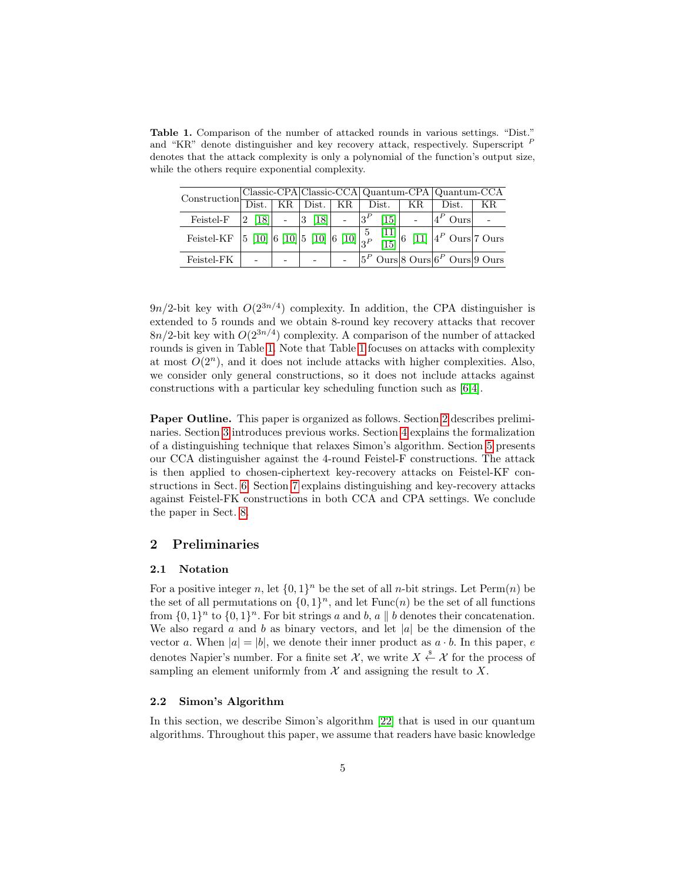**Table 1.** Comparison of the number of attacked rounds in various settings. "Dist." and "KR" denote distinguisher and key recovery attack, respectively. Superscript $^P$ denotes that the attack complexity is only a polynomial of the function's output size, while the others require exponential complexity.

| Construction | Classic-CPA | | Classic-CCA | | Quantum-CPA | | Quantum-CCA | |
|---|---|---|---|---|---|---|---|---|
| | Dist. | KR | Dist. | KR | Dist. | KR | Dist. | KR |
| Feistel-F | 2 [18] | - | 3 [18] | - | $3^P$ [15] | - | $4^P$ Ours | - |
| Feistel-KF | 5 [10] | 6 [10] | 5 [10] | 6 [10] | 5 [11] $3^P$ [15] | 6 [11] | $4^P$ Ours | 7 Ours |
| Feistel-FK | - | - | - | - | $5^P$ Ours | 8 Ours | $6^P$ Ours | 9 Ours |

$9n/2$-bit key with $O(2^{3n/4})$ complexity. In addition, the CPA distinguisher is extended to 5 rounds and we obtain 8-round key recovery attacks that recover $8n/2$-bit key with $O(2^{3n/4})$ complexity. A comparison of the number of attacked rounds is given in Table 1. Note that Table 1 focuses on attacks with complexity at most $O(2^n)$, and it does not include attacks with higher complexities. Also, we consider only general constructions, so it does not include attacks against constructions with a particular key scheduling function such as [6,4].

**Paper Outline.** This paper is organized as follows. Section 2 describes preliminaries. Section 3 introduces previous works. Section 4 explains the formalization of a distinguishing technique that relaxes Simon's algorithm. Section 5 presents our CCA distinguisher against the 4-round Feistel-F constructions. The attack is then applied to chosen-ciphertext key-recovery attacks on Feistel-KF constructions in Sect. 6. Section 7 explains distinguishing and key-recovery attacks against Feistel-FK constructions in both CCA and CPA settings. We conclude the paper in Sect. 8.

## 2 Preliminaries

### 2.1 Notation

For a positive integer $n$, let $\{0,1\}^n$ be the set of all $n$-bit strings. Let $\mathrm{Perm}(n)$ be the set of all permutations on $\{0,1\}^n$, and let $\mathrm{Func}(n)$ be the set of all functions from $\{0,1\}^n$ to $\{0,1\}^n$. For bit strings $a$ and $b$, $a \parallel b$ denotes their concatenation. We also regard $a$ and $b$ as binary vectors, and let $|a|$ be the dimension of the vector $a$. When $|a| = |b|$, we denote their inner product as $a \cdot b$. In this paper, $e$ denotes Napier's number. For a finite set $\mathcal{X}$, we write $X \xleftarrow{\$} \mathcal{X}$ for the process of sampling an element uniformly from $\mathcal{X}$ and assigning the result to $X$.

### 2.2 Simon's Algorithm

In this section, we describe Simon's algorithm [22] that is used in our quantum algorithms. Throughout this paper, we assume that readers have basic knowledge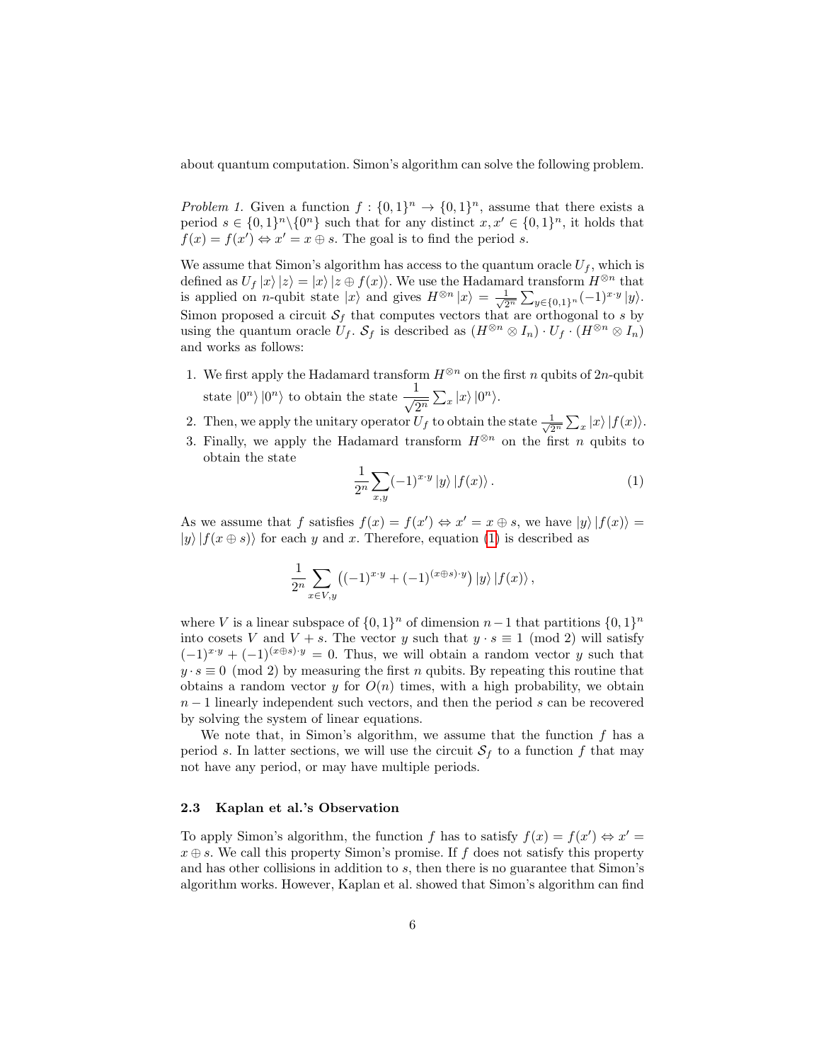about quantum computation. Simon's algorithm can solve the following problem.

*Problem 1.* Given a function $f : \{0,1\}^n \to \{0,1\}^n$, assume that there exists a period $s \in \{0,1\}^n \backslash \{0^n\}$ such that for any distinct $x, x' \in \{0,1\}^n$, it holds that $f(x) = f(x') \Leftrightarrow x' = x \oplus s$. The goal is to find the period $s$.

We assume that Simon's algorithm has access to the quantum oracle $U_f$, which is defined as $U_f \left|x\right\rangle \left|z\right\rangle = \left|x\right\rangle \left|z \oplus f(x)\right\rangle$. We use the Hadamard transform $H^{\otimes n}$ that is applied on $n$-qubit state $\left|x\right\rangle$ and gives $H^{\otimes n} \left|x\right\rangle = \frac{1}{\sqrt{2^n}} \sum_{y \in \{0,1\}^n} (-1)^{x \cdot y} \left|y\right\rangle$. Simon proposed a circuit $\mathcal{S}_f$ that computes vectors that are orthogonal to $s$ by using the quantum oracle $U_f$. $\mathcal{S}_f$ is described as $(H^{\otimes n} \otimes I_n) \cdot U_f \cdot (H^{\otimes n} \otimes I_n)$ and works as follows:

1. We first apply the Hadamard transform $H^{\otimes n}$ on the first $n$ qubits of $2n$-qubit state $\left|0^n\right\rangle \left|0^n\right\rangle$ to obtain the state $\dfrac{1}{\sqrt{2^n}} \sum_x \left|x\right\rangle \left|0^n\right\rangle$.
2. Then, we apply the unitary operator $U_f$ to obtain the state $\frac{1}{\sqrt{2^n}} \sum_x \left|x\right\rangle \left|f(x)\right\rangle$.
3. Finally, we apply the Hadamard transform $H^{\otimes n}$ on the first $n$ qubits to obtain the state

$$\frac{1}{2^n} \sum_{x,y} (-1)^{x \cdot y} \left|y\right\rangle \left|f(x)\right\rangle . \tag{1}$$

As we assume that $f$ satisfies $f(x) = f(x') \Leftrightarrow x' = x \oplus s$, we have $\left|y\right\rangle \left|f(x)\right\rangle = \left|y\right\rangle \left|f(x \oplus s)\right\rangle$ for each $y$ and $x$. Therefore, equation (1) is described as

$$\frac{1}{2^n} \sum_{x \in V, y} \left( (-1)^{x \cdot y} + (-1)^{(x \oplus s) \cdot y} \right) \left|y\right\rangle \left|f(x)\right\rangle ,$$

where $V$ is a linear subspace of $\{0,1\}^n$ of dimension $n-1$ that partitions $\{0,1\}^n$ into cosets $V$ and $V + s$. The vector $y$ such that $y \cdot s \equiv 1 \pmod 2$ will satisfy $(-1)^{x \cdot y} + (-1)^{(x \oplus s) \cdot y} = 0$. Thus, we will obtain a random vector $y$ such that $y \cdot s \equiv 0 \pmod 2$ by measuring the first $n$ qubits. By repeating this routine that obtains a random vector $y$ for $O(n)$ times, with a high probability, we obtain $n-1$ linearly independent such vectors, and then the period $s$ can be recovered by solving the system of linear equations.

We note that, in Simon's algorithm, we assume that the function $f$ has a period $s$. In latter sections, we will use the circuit $\mathcal{S}_f$ to a function $f$ that may not have any period, or may have multiple periods.

### 2.3 Kaplan et al.'s Observation

To apply Simon's algorithm, the function $f$ has to satisfy $f(x) = f(x') \Leftrightarrow x' = x \oplus s$. We call this property Simon's promise. If $f$ does not satisfy this property and has other collisions in addition to $s$, then there is no guarantee that Simon's algorithm works. However, Kaplan et al. showed that Simon's algorithm can find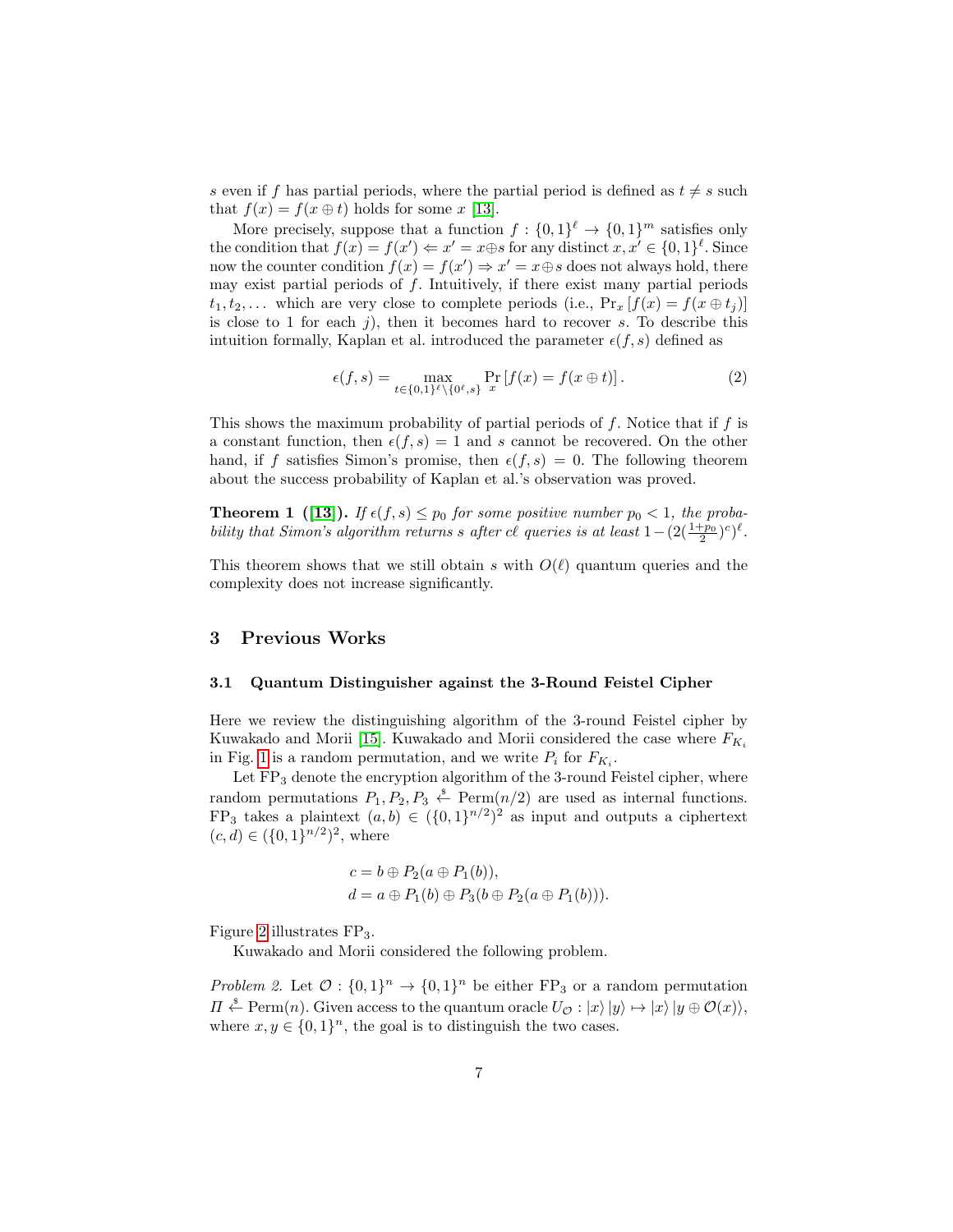$s$ even if $f$ has partial periods, where the partial period is defined as $t \neq s$ such that $f(x) = f(x \oplus t)$ holds for some $x$ [13].

More precisely, suppose that a function $f : \{0,1\}^\ell \to \{0,1\}^m$ satisfies only the condition that $f(x) = f(x') \Leftarrow x' = x \oplus s$ for any distinct $x, x' \in \{0,1\}^\ell$. Since now the counter condition $f(x) = f(x') \Rightarrow x' = x \oplus s$ does not always hold, there may exist partial periods of $f$. Intuitively, if there exist many partial periods $t_1, t_2, \ldots$ which are very close to complete periods (i.e., $\Pr_x [f(x) = f(x \oplus t_j)]$ is close to 1 for each $j$), then it becomes hard to recover $s$. To describe this intuition formally, Kaplan et al. introduced the parameter $\epsilon(f, s)$ defined as

$$\epsilon(f, s) = \max_{t \in \{0,1\}^\ell \setminus \{0^\ell, s\}} \Pr_x [f(x) = f(x \oplus t)]. \tag{2}$$

This shows the maximum probability of partial periods of $f$. Notice that if $f$ is a constant function, then $\epsilon(f, s) = 1$ and $s$ cannot be recovered. On the other hand, if $f$ satisfies Simon's promise, then $\epsilon(f, s) = 0$. The following theorem about the success probability of Kaplan et al.'s observation was proved.

**Theorem 1 ([13]).** *If $\epsilon(f, s) \leq p_0$ for some positive number $p_0 < 1$, the probability that Simon's algorithm returns $s$ after $c\ell$ queries is at least $1 - (2(\frac{1+p_0}{2})^c)^\ell$.*

This theorem shows that we still obtain $s$ with $O(\ell)$ quantum queries and the complexity does not increase significantly.

## 3 Previous Works

### 3.1 Quantum Distinguisher against the 3-Round Feistel Cipher

Here we review the distinguishing algorithm of the 3-round Feistel cipher by Kuwakado and Morii [15]. Kuwakado and Morii considered the case where $F_{K_i}$ in Fig. 1 is a random permutation, and we write $P_i$ for $F_{K_i}$.

Let $\mathrm{FP}_3$ denote the encryption algorithm of the 3-round Feistel cipher, where random permutations $P_1, P_2, P_3 \xleftarrow{\$} \mathrm{Perm}(n/2)$ are used as internal functions. $\mathrm{FP}_3$ takes a plaintext $(a, b) \in (\{0,1\}^{n/2})^2$ as input and outputs a ciphertext $(c, d) \in (\{0,1\}^{n/2})^2$, where

$$
\begin{aligned}
c &= b \oplus P_2(a \oplus P_1(b)), \\
d &= a \oplus P_1(b) \oplus P_3(b \oplus P_2(a \oplus P_1(b))).
\end{aligned}
$$

Figure 2 illustrates $\mathrm{FP}_3$.

Kuwakado and Morii considered the following problem.

*Problem 2.* Let $\mathcal{O} : \{0,1\}^n \to \{0,1\}^n$ be either $\mathrm{FP}_3$ or a random permutation $\Pi \xleftarrow{\$} \mathrm{Perm}(n)$. Given access to the quantum oracle $U_{\mathcal{O}} : |x\rangle |y\rangle \mapsto |x\rangle |y \oplus \mathcal{O}(x)\rangle$, where $x, y \in \{0,1\}^n$, the goal is to distinguish the two cases.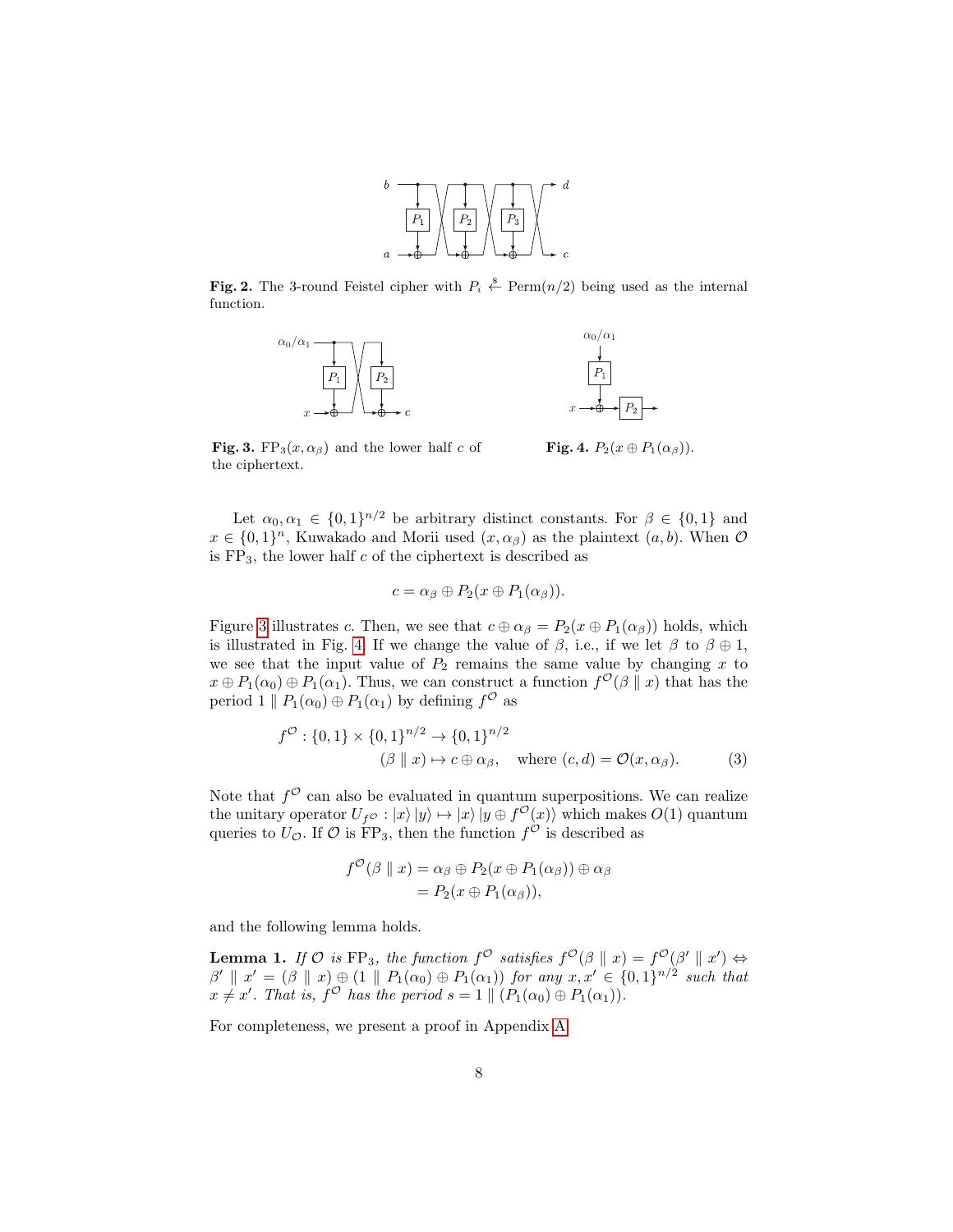**Fig. 2.** The 3-round Feistel cipher with $P_i \xleftarrow{\$} \mathrm{Perm}(n/2)$ being used as the internal function.

**Fig. 3.** $\mathrm{FP}_3(x, \alpha_\beta)$ and the lower half $c$ of the ciphertext.

**Fig. 4.** $P_2(x \oplus P_1(\alpha_\beta))$.

Let $\alpha_0, \alpha_1 \in \{0,1\}^{n/2}$ be arbitrary distinct constants. For $\beta \in \{0,1\}$ and $x \in \{0,1\}^n$, Kuwakado and Morii used $(x, \alpha_\beta)$ as the plaintext $(a, b)$. When $\mathcal{O}$ is $\mathrm{FP}_3$, the lower half $c$ of the ciphertext is described as

$$c = \alpha_\beta \oplus P_2(x \oplus P_1(\alpha_\beta)).$$

Figure 3 illustrates $c$. Then, we see that $c \oplus \alpha_\beta = P_2(x \oplus P_1(\alpha_\beta))$ holds, which is illustrated in Fig. 4. If we change the value of $\beta$, i.e., if we let $\beta$ to $\beta \oplus 1$, we see that the input value of $P_2$ remains the same value by changing $x$ to $x \oplus P_1(\alpha_0) \oplus P_1(\alpha_1)$. Thus, we can construct a function $f^{\mathcal{O}}(\beta \parallel x)$ that has the period $1 \parallel P_1(\alpha_0) \oplus P_1(\alpha_1)$ by defining $f^{\mathcal{O}}$ as

$$\begin{aligned} f^{\mathcal{O}} : \{0,1\} \times \{0,1\}^{n/2} &\to \{0,1\}^{n/2} \\ (\beta \parallel x) &\mapsto c \oplus \alpha_\beta, \quad \text{where } (c, d) = \mathcal{O}(x, \alpha_\beta). \end{aligned} \tag{3}$$

Note that $f^{\mathcal{O}}$ can also be evaluated in quantum superpositions. We can realize the unitary operator $U_{f^{\mathcal{O}}} : |x\rangle |y\rangle \mapsto |x\rangle |y \oplus f^{\mathcal{O}}(x)\rangle$ which makes $O(1)$ quantum queries to $U_{\mathcal{O}}$. If $\mathcal{O}$ is $\mathrm{FP}_3$, then the function $f^{\mathcal{O}}$ is described as

$$\begin{aligned} f^{\mathcal{O}}(\beta \parallel x) &= \alpha_\beta \oplus P_2(x \oplus P_1(\alpha_\beta)) \oplus \alpha_\beta \\ &= P_2(x \oplus P_1(\alpha_\beta)), \end{aligned}$$

and the following lemma holds.

**Lemma 1.** *If $\mathcal{O}$ is $\mathrm{FP}_3$, the function $f^{\mathcal{O}}$ satisfies $f^{\mathcal{O}}(\beta \parallel x) = f^{\mathcal{O}}(\beta' \parallel x') \Leftrightarrow \beta' \parallel x' = (\beta \parallel x) \oplus (1 \parallel P_1(\alpha_0) \oplus P_1(\alpha_1))$ for any $x, x' \in \{0,1\}^{n/2}$ such that $x \neq x'$. That is, $f^{\mathcal{O}}$ has the period $s = 1 \parallel (P_1(\alpha_0) \oplus P_1(\alpha_1))$.*

For completeness, we present a proof in Appendix A.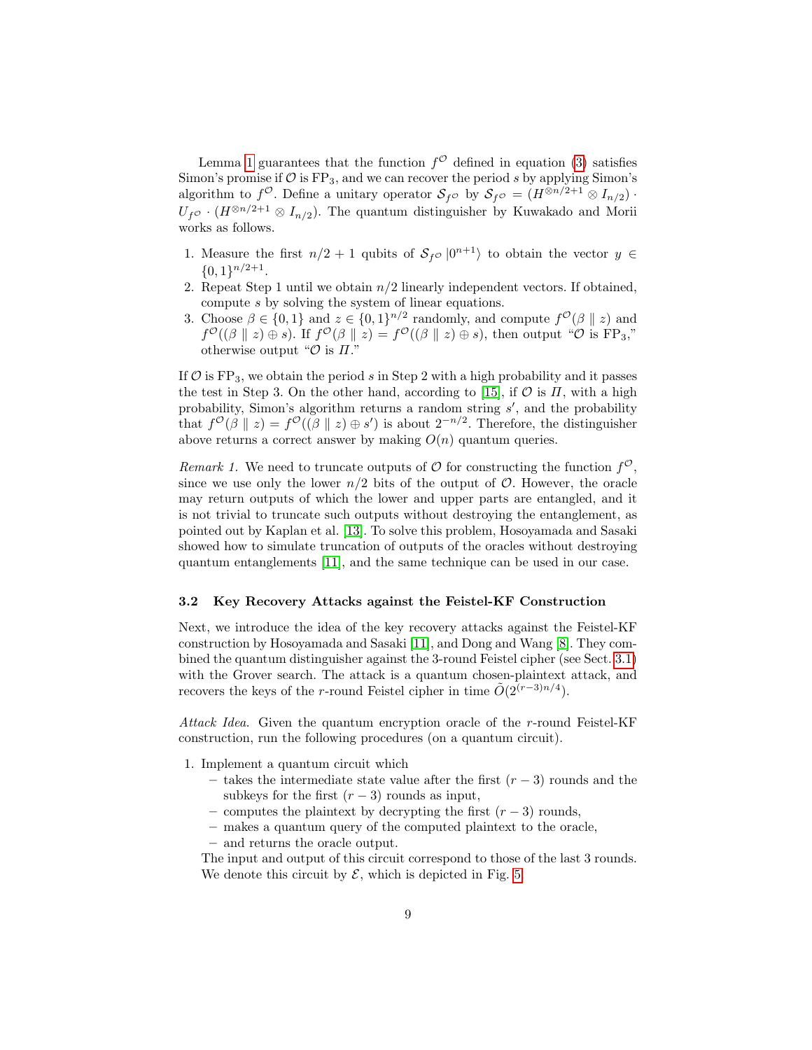Lemma 1 guarantees that the function $f^{\mathcal{O}}$ defined in equation (3) satisfies Simon's promise if $\mathcal{O}$ is $\mathrm{FP}_3$, and we can recover the period $s$ by applying Simon's algorithm to $f^{\mathcal{O}}$. Define a unitary operator $\mathcal{S}_{f^{\mathcal{O}}}$ by $\mathcal{S}_{f^{\mathcal{O}}} = (H^{\otimes n/2+1} \otimes I_{n/2}) \cdot U_{f^{\mathcal{O}}} \cdot (H^{\otimes n/2+1} \otimes I_{n/2})$. The quantum distinguisher by Kuwakado and Morii works as follows.

1. Measure the first $n/2+1$ qubits of $\mathcal{S}_{f^{\mathcal{O}}} |0^{n+1}\rangle$ to obtain the vector $y \in \{0,1\}^{n/2+1}$.
2. Repeat Step 1 until we obtain $n/2$ linearly independent vectors. If obtained, compute $s$ by solving the system of linear equations.
3. Choose $\beta \in \{0,1\}$ and $z \in \{0,1\}^{n/2}$ randomly, and compute $f^{\mathcal{O}}(\beta \parallel z)$ and $f^{\mathcal{O}}((\beta \parallel z) \oplus s)$. If $f^{\mathcal{O}}(\beta \parallel z) = f^{\mathcal{O}}((\beta \parallel z) \oplus s)$, then output "$\mathcal{O}$ is $\mathrm{FP}_3$," otherwise output "$\mathcal{O}$ is $\mathit{\Pi}$."

If $\mathcal{O}$ is $\mathrm{FP}_3$, we obtain the period $s$ in Step 2 with a high probability and it passes the test in Step 3. On the other hand, according to [15], if $\mathcal{O}$ is $\mathit{\Pi}$, with a high probability, Simon's algorithm returns a random string $s'$, and the probability that $f^{\mathcal{O}}(\beta \parallel z) = f^{\mathcal{O}}((\beta \parallel z) \oplus s')$ is about $2^{-n/2}$. Therefore, the distinguisher above returns a correct answer by making $O(n)$ quantum queries.

*Remark 1.* We need to truncate outputs of $\mathcal{O}$ for constructing the function $f^{\mathcal{O}}$, since we use only the lower $n/2$ bits of the output of $\mathcal{O}$. However, the oracle may return outputs of which the lower and upper parts are entangled, and it is not trivial to truncate such outputs without destroying the entanglement, as pointed out by Kaplan et al. [13]. To solve this problem, Hosoyamada and Sasaki showed how to simulate truncation of outputs of the oracles without destroying quantum entanglements [11], and the same technique can be used in our case.

### 3.2 Key Recovery Attacks against the Feistel-KF Construction

Next, we introduce the idea of the key recovery attacks against the Feistel-KF construction by Hosoyamada and Sasaki [11], and Dong and Wang [8]. They combined the quantum distinguisher against the 3-round Feistel cipher (see Sect. 3.1) with the Grover search. The attack is a quantum chosen-plaintext attack, and recovers the keys of the $r$-round Feistel cipher in time $\tilde{O}(2^{(r-3)n/4})$.

*Attack Idea.* Given the quantum encryption oracle of the $r$-round Feistel-KF construction, run the following procedures (on a quantum circuit).

1. Implement a quantum circuit which
   - takes the intermediate state value after the first $(r-3)$ rounds and the subkeys for the first $(r-3)$ rounds as input,
   - computes the plaintext by decrypting the first $(r-3)$ rounds,
   - makes a quantum query of the computed plaintext to the oracle,
   - and returns the oracle output.

   The input and output of this circuit correspond to those of the last 3 rounds. We denote this circuit by $\mathcal{E}$, which is depicted in Fig. 5.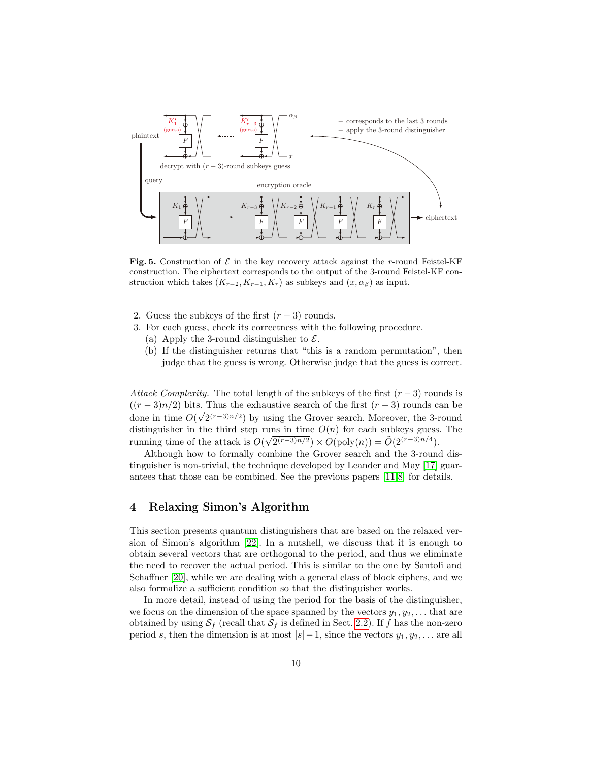**Fig. 5.** Construction of $\mathcal{E}$ in the key recovery attack against the $r$-round Feistel-KF construction. The ciphertext corresponds to the output of the 3-round Feistel-KF construction which takes $(K_{r-2}, K_{r-1}, K_r)$ as subkeys and $(x, \alpha_\beta)$ as input.

2. Guess the subkeys of the first $(r-3)$ rounds.
3. For each guess, check its correctness with the following procedure.
   (a) Apply the 3-round distinguisher to $\mathcal{E}$.
   (b) If the distinguisher returns that "this is a random permutation", then judge that the guess is wrong. Otherwise judge that the guess is correct.

*Attack Complexity.* The total length of the subkeys of the first $(r-3)$ rounds is $((r-3)n/2)$ bits. Thus the exhaustive search of the first $(r-3)$ rounds can be done in time $O(\sqrt{2^{(r-3)n/2}})$ by using the Grover search. Moreover, the 3-round distinguisher in the third step runs in time $O(n)$ for each subkeys guess. The running time of the attack is $O(\sqrt{2^{(r-3)n/2}}) \times O(\text{poly}(n)) = \tilde{O}(2^{(r-3)n/4})$.

Although how to formally combine the Grover search and the 3-round distinguisher is non-trivial, the technique developed by Leander and May [17] guarantees that those can be combined. See the previous papers [11,8] for details.

## 4 Relaxing Simon's Algorithm

This section presents quantum distinguishers that are based on the relaxed version of Simon's algorithm [22]. In a nutshell, we discuss that it is enough to obtain several vectors that are orthogonal to the period, and thus we eliminate the need to recover the actual period. This is similar to the one by Santoli and Schaffner [20], while we are dealing with a general class of block ciphers, and we also formalize a sufficient condition so that the distinguisher works.

In more detail, instead of using the period for the basis of the distinguisher, we focus on the dimension of the space spanned by the vectors $y_1, y_2, \ldots$ that are obtained by using $\mathcal{S}_f$ (recall that $\mathcal{S}_f$ is defined in Sect. 2.2). If $f$ has the non-zero period $s$, then the dimension is at most $|s|-1$, since the vectors $y_1, y_2, \ldots$ are all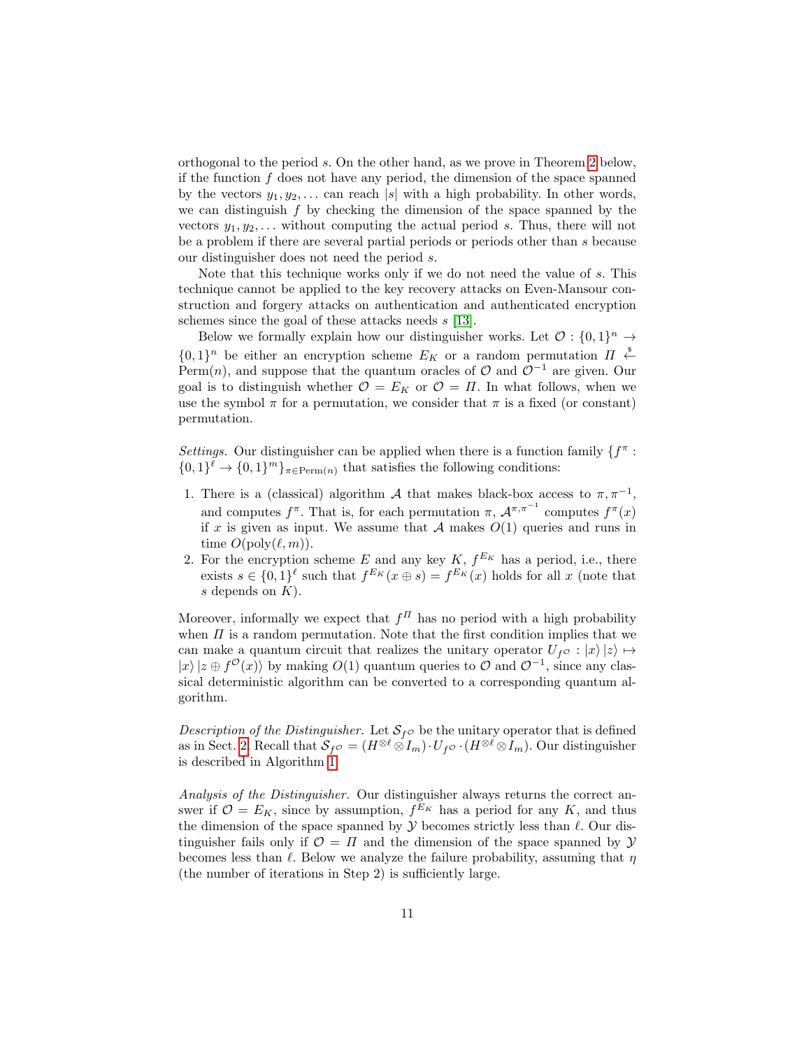orthogonal to the period $s$. On the other hand, as we prove in Theorem 2 below, if the function $f$ does not have any period, the dimension of the space spanned by the vectors $y_1, y_2, \ldots$ can reach $|s|$ with a high probability. In other words, we can distinguish $f$ by checking the dimension of the space spanned by the vectors $y_1, y_2, \ldots$ without computing the actual period $s$. Thus, there will not be a problem if there are several partial periods or periods other than $s$ because our distinguisher does not need the period $s$.

Note that this technique works only if we do not need the value of $s$. This technique cannot be applied to the key recovery attacks on Even-Mansour construction and forgery attacks on authentication and authenticated encryption schemes since the goal of these attacks needs $s$ [13].

Below we formally explain how our distinguisher works. Let $\mathcal{O} : \{0,1\}^n \to \{0,1\}^n$ be either an encryption scheme $E_K$ or a random permutation $\Pi \xleftarrow{\$} \mathrm{Perm}(n)$, and suppose that the quantum oracles of $\mathcal{O}$ and $\mathcal{O}^{-1}$ are given. Our goal is to distinguish whether $\mathcal{O} = E_K$ or $\mathcal{O} = \Pi$. In what follows, when we use the symbol $\pi$ for a permutation, we consider that $\pi$ is a fixed (or constant) permutation.

*Settings.* Our distinguisher can be applied when there is a function family $\{f^\pi : \{0,1\}^\ell \to \{0,1\}^m\}_{\pi \in \mathrm{Perm}(n)}$ that satisfies the following conditions:

1. There is a (classical) algorithm $\mathcal{A}$ that makes black-box access to $\pi, \pi^{-1}$, and computes $f^\pi$. That is, for each permutation $\pi$, $\mathcal{A}^{\pi,\pi^{-1}}$ computes $f^\pi(x)$ if $x$ is given as input. We assume that $\mathcal{A}$ makes $O(1)$ queries and runs in time $O(\mathrm{poly}(\ell, m))$.
2. For the encryption scheme $E$ and any key $K$, $f^{E_K}$ has a period, i.e., there exists $s \in \{0,1\}^\ell$ such that $f^{E_K}(x \oplus s) = f^{E_K}(x)$ holds for all $x$ (note that $s$ depends on $K$).

Moreover, informally we expect that $f^\Pi$ has no period with a high probability when $\Pi$ is a random permutation. Note that the first condition implies that we can make a quantum circuit that realizes the unitary operator $U_{f^\mathcal{O}} : |x\rangle |z\rangle \mapsto |x\rangle |z \oplus f^\mathcal{O}(x)\rangle$ by making $O(1)$ quantum queries to $\mathcal{O}$ and $\mathcal{O}^{-1}$, since any classical deterministic algorithm can be converted to a corresponding quantum algorithm.

*Description of the Distinguisher.* Let $\mathcal{S}_{f^\mathcal{O}}$ be the unitary operator that is defined as in Sect. 2. Recall that $\mathcal{S}_{f^\mathcal{O}} = (H^{\otimes \ell} \otimes I_m) \cdot U_{f^\mathcal{O}} \cdot (H^{\otimes \ell} \otimes I_m)$. Our distinguisher is described in Algorithm 1.

*Analysis of the Distinguisher.* Our distinguisher always returns the correct answer if $\mathcal{O} = E_K$, since by assumption, $f^{E_K}$ has a period for any $K$, and thus the dimension of the space spanned by $\mathcal{Y}$ becomes strictly less than $\ell$. Our distinguisher fails only if $\mathcal{O} = \Pi$ and the dimension of the space spanned by $\mathcal{Y}$ becomes less than $\ell$. Below we analyze the failure probability, assuming that $\eta$ (the number of iterations in Step 2) is sufficiently large.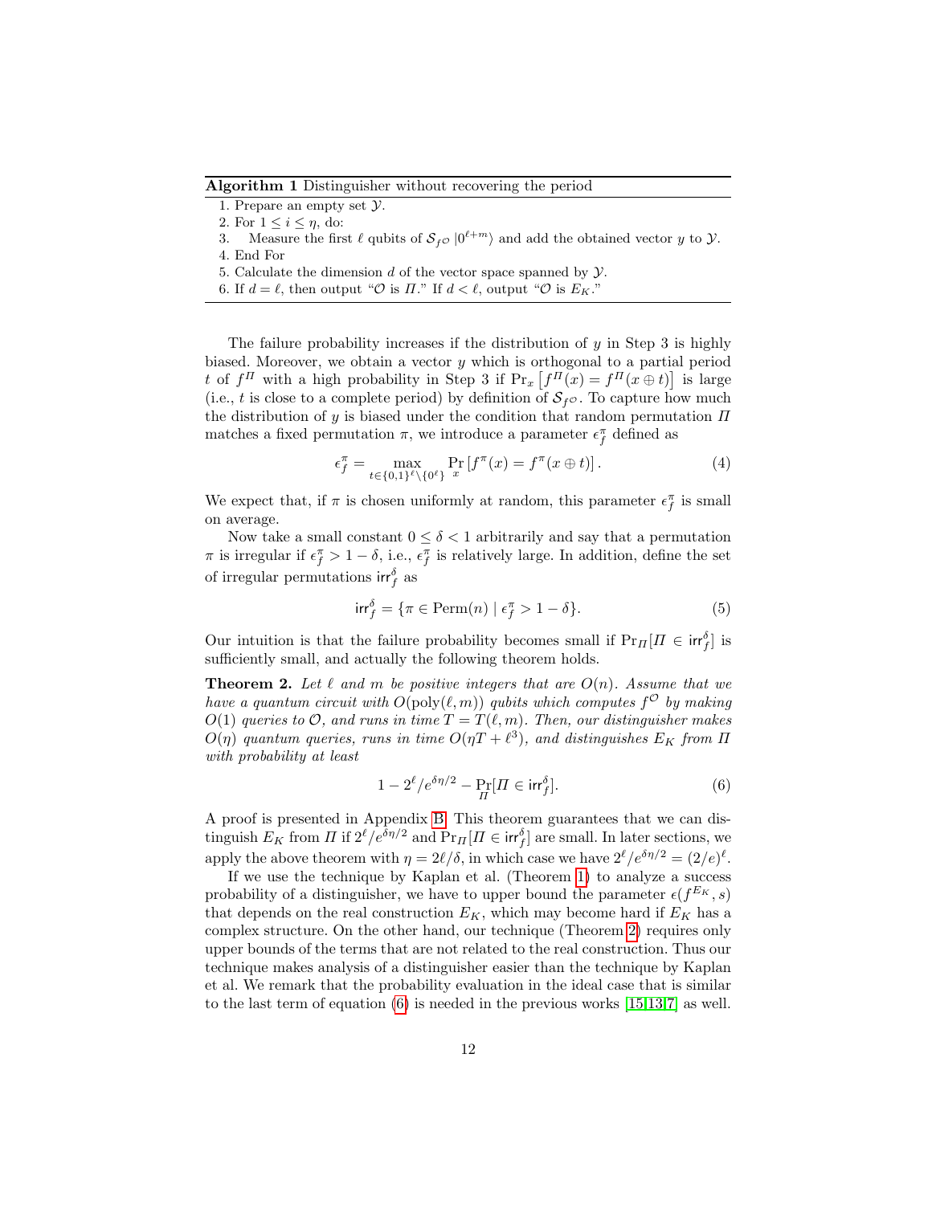**Algorithm 1** Distinguisher without recovering the period

1. Prepare an empty set $\mathcal{Y}$.
2. For $1 \leq i \leq \eta$, do:
3. Measure the first $\ell$ qubits of $\mathcal{S}_{f^{\mathcal{O}}} |0^{\ell+m}\rangle$ and add the obtained vector $y$ to $\mathcal{Y}$.
4. End For
5. Calculate the dimension $d$ of the vector space spanned by $\mathcal{Y}$.
6. If $d = \ell$, then output "$\mathcal{O}$ is $\Pi$." If $d < \ell$, output "$\mathcal{O}$ is $E_K$."

The failure probability increases if the distribution of $y$ in Step 3 is highly biased. Moreover, we obtain a vector $y$ which is orthogonal to a partial period $t$ of $f^{\Pi}$ with a high probability in Step 3 if $\Pr_x\left[f^{\Pi}(x) = f^{\Pi}(x \oplus t)\right]$ is large (i.e., $t$ is close to a complete period) by definition of $\mathcal{S}_{f^{\mathcal{O}}}$. To capture how much the distribution of $y$ is biased under the condition that random permutation $\Pi$ matches a fixed permutation $\pi$, we introduce a parameter $\epsilon_f^{\pi}$ defined as

$$\epsilon_f^{\pi} = \max_{t \in \{0,1\}^{\ell} \setminus \{0^{\ell}\}} \Pr_x\left[f^{\pi}(x) = f^{\pi}(x \oplus t)\right]. \tag{4}$$

We expect that, if $\pi$ is chosen uniformly at random, this parameter $\epsilon_f^{\pi}$ is small on average.

Now take a small constant $0 \leq \delta < 1$ arbitrarily and say that a permutation $\pi$ is irregular if $\epsilon_f^{\pi} > 1 - \delta$, i.e., $\epsilon_f^{\pi}$ is relatively large. In addition, define the set of irregular permutations $\mathsf{irr}_f^{\delta}$ as

$$\mathsf{irr}_f^{\delta} = \{\pi \in \mathrm{Perm}(n) \mid \epsilon_f^{\pi} > 1 - \delta\}. \tag{5}$$

Our intuition is that the failure probability becomes small if $\Pr_{\Pi}[\Pi \in \mathsf{irr}_f^{\delta}]$ is sufficiently small, and actually the following theorem holds.

**Theorem 2.** *Let $\ell$ and $m$ be positive integers that are $O(n)$. Assume that we have a quantum circuit with $O(\mathrm{poly}(\ell, m))$ qubits which computes $f^{\mathcal{O}}$ by making $O(1)$ queries to $\mathcal{O}$, and runs in time $T = T(\ell, m)$. Then, our distinguisher makes $O(\eta)$ quantum queries, runs in time $O(\eta T + \ell^3)$, and distinguishes $E_K$ from $\Pi$ with probability at least*

$$1 - 2^{\ell}/e^{\delta\eta/2} - \Pr_{\Pi}[\Pi \in \mathsf{irr}_f^{\delta}]. \tag{6}$$

A proof is presented in Appendix B. This theorem guarantees that we can distinguish $E_K$ from $\Pi$ if $2^{\ell}/e^{\delta\eta/2}$ and $\Pr_{\Pi}[\Pi \in \mathsf{irr}_f^{\delta}]$ are small. In later sections, we apply the above theorem with $\eta = 2\ell/\delta$, in which case we have $2^{\ell}/e^{\delta\eta/2} = (2/e)^{\ell}$.

If we use the technique by Kaplan et al. (Theorem 1) to analyze a success probability of a distinguisher, we have to upper bound the parameter $\epsilon(f^{E_K}, s)$ that depends on the real construction $E_K$, which may become hard if $E_K$ has a complex structure. On the other hand, our technique (Theorem 2) requires only upper bounds of the terms that are not related to the real construction. Thus our technique makes analysis of a distinguisher easier than the technique by Kaplan et al. We remark that the probability evaluation in the ideal case that is similar to the last term of equation (6) is needed in the previous works [15,13,7] as well.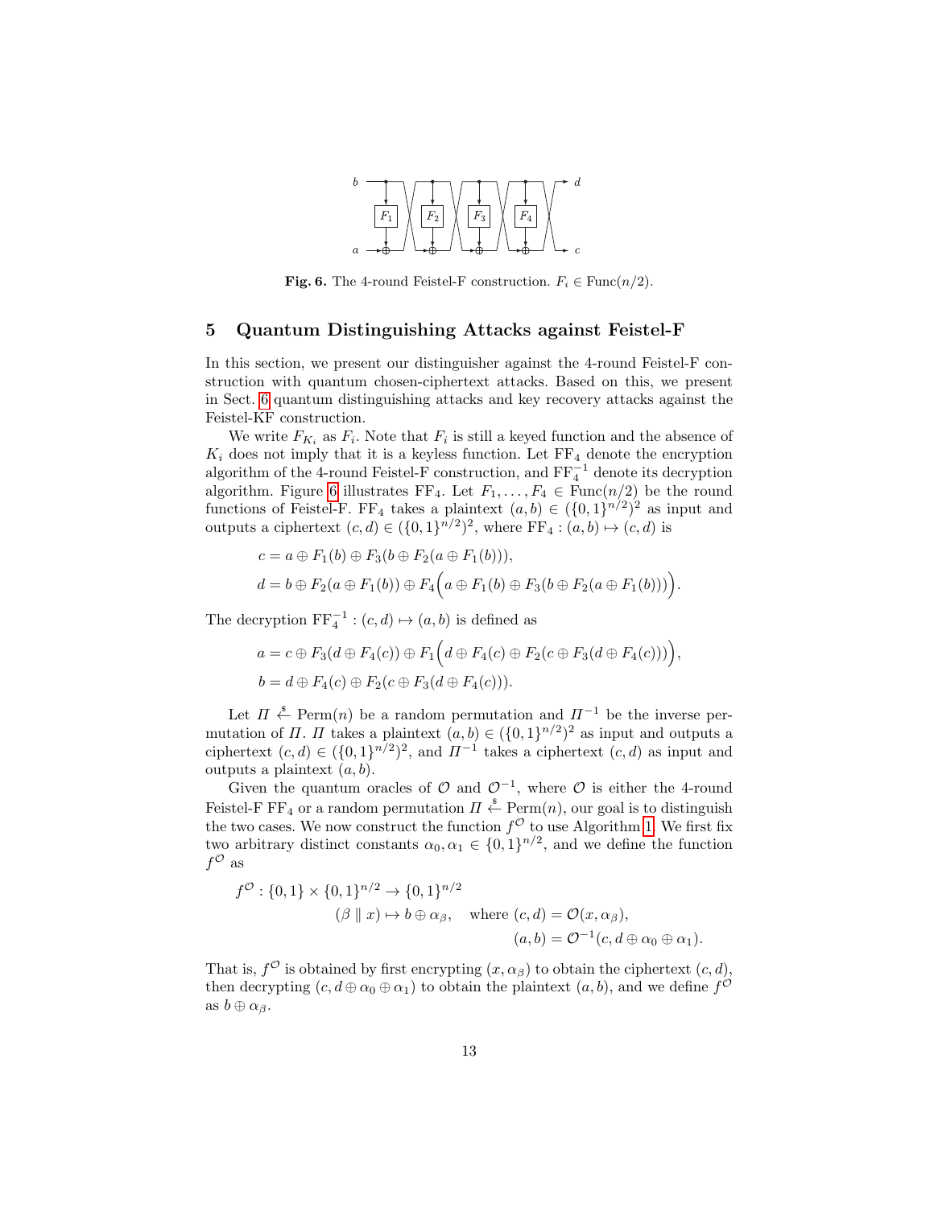**Fig. 6.** The 4-round Feistel-F construction. $F_i \in \text{Func}(n/2)$.

## 5 Quantum Distinguishing Attacks against Feistel-F

In this section, we present our distinguisher against the 4-round Feistel-F construction with quantum chosen-ciphertext attacks. Based on this, we present in Sect. 6 quantum distinguishing attacks and key recovery attacks against the Feistel-KF construction.

We write $F_{K_i}$ as $F_i$. Note that $F_i$ is still a keyed function and the absence of $K_i$ does not imply that it is a keyless function. Let $\text{FF}_4$ denote the encryption algorithm of the 4-round Feistel-F construction, and $\text{FF}_4^{-1}$ denote its decryption algorithm. Figure 6 illustrates $\text{FF}_4$. Let $F_1, \ldots, F_4 \in \text{Func}(n/2)$ be the round functions of Feistel-F. $\text{FF}_4$ takes a plaintext $(a, b) \in (\{0,1\}^{n/2})^2$ as input and outputs a ciphertext $(c, d) \in (\{0,1\}^{n/2})^2$, where $\text{FF}_4 : (a, b) \mapsto (c, d)$ is

$$
\begin{aligned}
c &= a \oplus F_1(b) \oplus F_3(b \oplus F_2(a \oplus F_1(b))), \\
d &= b \oplus F_2(a \oplus F_1(b)) \oplus F_4\Big(a \oplus F_1(b) \oplus F_3(b \oplus F_2(a \oplus F_1(b)))\Big).
\end{aligned}
$$

The decryption $\text{FF}_4^{-1} : (c, d) \mapsto (a, b)$ is defined as

$$
\begin{aligned}
a &= c \oplus F_3(d \oplus F_4(c)) \oplus F_1\Big(d \oplus F_4(c) \oplus F_2(c \oplus F_3(d \oplus F_4(c)))\Big), \\
b &= d \oplus F_4(c) \oplus F_2(c \oplus F_3(d \oplus F_4(c))).
\end{aligned}
$$

Let $\Pi \xleftarrow{\$} \text{Perm}(n)$ be a random permutation and $\Pi^{-1}$ be the inverse permutation of $\Pi$. $\Pi$ takes a plaintext $(a, b) \in (\{0,1\}^{n/2})^2$ as input and outputs a ciphertext $(c, d) \in (\{0,1\}^{n/2})^2$, and $\Pi^{-1}$ takes a ciphertext $(c, d)$ as input and outputs a plaintext $(a, b)$.

Given the quantum oracles of $\mathcal{O}$ and $\mathcal{O}^{-1}$, where $\mathcal{O}$ is either the 4-round Feistel-F $\text{FF}_4$ or a random permutation $\Pi \xleftarrow{\$} \text{Perm}(n)$, our goal is to distinguish the two cases. We now construct the function $f^{\mathcal{O}}$ to use Algorithm 1. We first fix two arbitrary distinct constants $\alpha_0, \alpha_1 \in \{0,1\}^{n/2}$, and we define the function $f^{\mathcal{O}}$ as

$$
\begin{aligned}
f^{\mathcal{O}} : \{0,1\} \times \{0,1\}^{n/2} &\to \{0,1\}^{n/2} \\
(\beta \parallel x) &\mapsto b \oplus \alpha_\beta, \quad \text{where } (c, d) = \mathcal{O}(x, \alpha_\beta), \\
&\qquad\qquad\qquad\qquad (a, b) = \mathcal{O}^{-1}(c, d \oplus \alpha_0 \oplus \alpha_1).
\end{aligned}
$$

That is, $f^{\mathcal{O}}$ is obtained by first encrypting $(x, \alpha_\beta)$ to obtain the ciphertext $(c, d)$, then decrypting $(c, d \oplus \alpha_0 \oplus \alpha_1)$ to obtain the plaintext $(a, b)$, and we define $f^{\mathcal{O}}$ as $b \oplus \alpha_\beta$.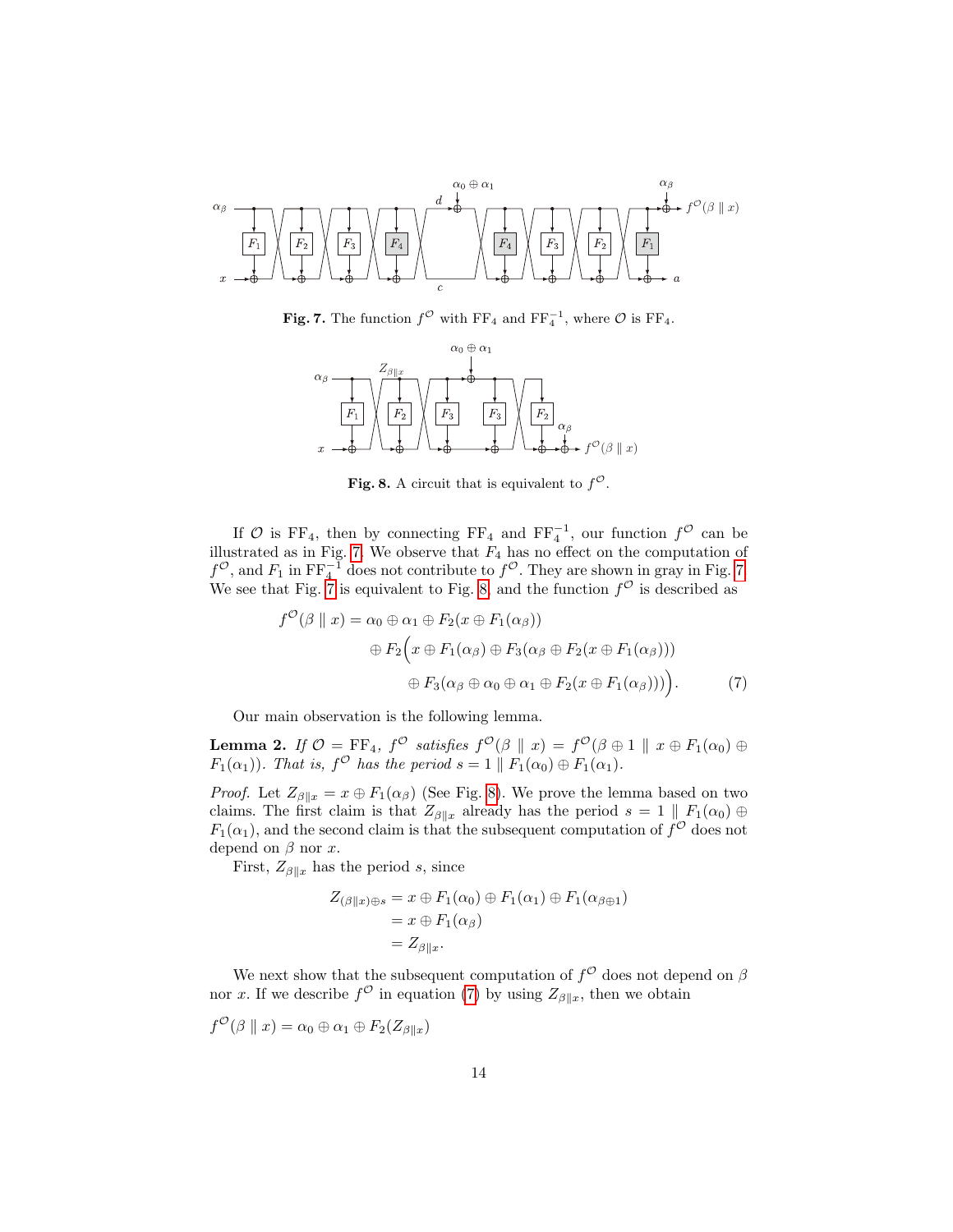**Fig. 7.** The function $f^{\mathcal{O}}$ with $\mathrm{FF}_4$ and $\mathrm{FF}_4^{-1}$, where $\mathcal{O}$ is $\mathrm{FF}_4$.

**Fig. 8.** A circuit that is equivalent to $f^{\mathcal{O}}$.

If $\mathcal{O}$ is $\mathrm{FF}_4$, then by connecting $\mathrm{FF}_4$ and $\mathrm{FF}_4^{-1}$, our function $f^{\mathcal{O}}$ can be illustrated as in Fig. 7. We observe that $F_4$ has no effect on the computation of $f^{\mathcal{O}}$, and $F_1$ in $\mathrm{FF}_4^{-1}$ does not contribute to $f^{\mathcal{O}}$. They are shown in gray in Fig. 7. We see that Fig. 7 is equivalent to Fig. 8, and the function $f^{\mathcal{O}}$ is described as

$$
\begin{aligned}
f^{\mathcal{O}}(\beta \parallel x) = \alpha_0 \oplus \alpha_1 \oplus F_2(x \oplus F_1(\alpha_\beta)) \\
\oplus F_2\Big(x \oplus F_1(\alpha_\beta) \oplus F_3(\alpha_\beta \oplus F_2(x \oplus F_1(\alpha_\beta))) \\
\oplus F_3(\alpha_\beta \oplus \alpha_0 \oplus \alpha_1 \oplus F_2(x \oplus F_1(\alpha_\beta)))\Big).
\end{aligned} \tag{7}
$$

Our main observation is the following lemma.

**Lemma 2.** *If $\mathcal{O} = \mathrm{FF}_4$, $f^{\mathcal{O}}$ satisfies $f^{\mathcal{O}}(\beta \parallel x) = f^{\mathcal{O}}(\beta \oplus 1 \parallel x \oplus F_1(\alpha_0) \oplus F_1(\alpha_1))$. That is, $f^{\mathcal{O}}$ has the period $s = 1 \parallel F_1(\alpha_0) \oplus F_1(\alpha_1)$.*

*Proof.* Let $Z_{\beta\|x} = x \oplus F_1(\alpha_\beta)$ (See Fig. 8). We prove the lemma based on two claims. The first claim is that $Z_{\beta\|x}$ already has the period $s = 1 \parallel F_1(\alpha_0) \oplus F_1(\alpha_1)$, and the second claim is that the subsequent computation of $f^{\mathcal{O}}$ does not depend on $\beta$ nor $x$.

First, $Z_{\beta\|x}$ has the period $s$, since

$$
\begin{aligned}
Z_{(\beta\|x)\oplus s} &= x \oplus F_1(\alpha_0) \oplus F_1(\alpha_1) \oplus F_1(\alpha_{\beta\oplus 1}) \\
&= x \oplus F_1(\alpha_\beta) \\
&= Z_{\beta\|x}.
\end{aligned}
$$

We next show that the subsequent computation of $f^{\mathcal{O}}$ does not depend on $\beta$ nor $x$. If we describe $f^{\mathcal{O}}$ in equation (7) by using $Z_{\beta\|x}$, then we obtain

$$
f^{\mathcal{O}}(\beta \parallel x) = \alpha_0 \oplus \alpha_1 \oplus F_2(Z_{\beta\|x})
$$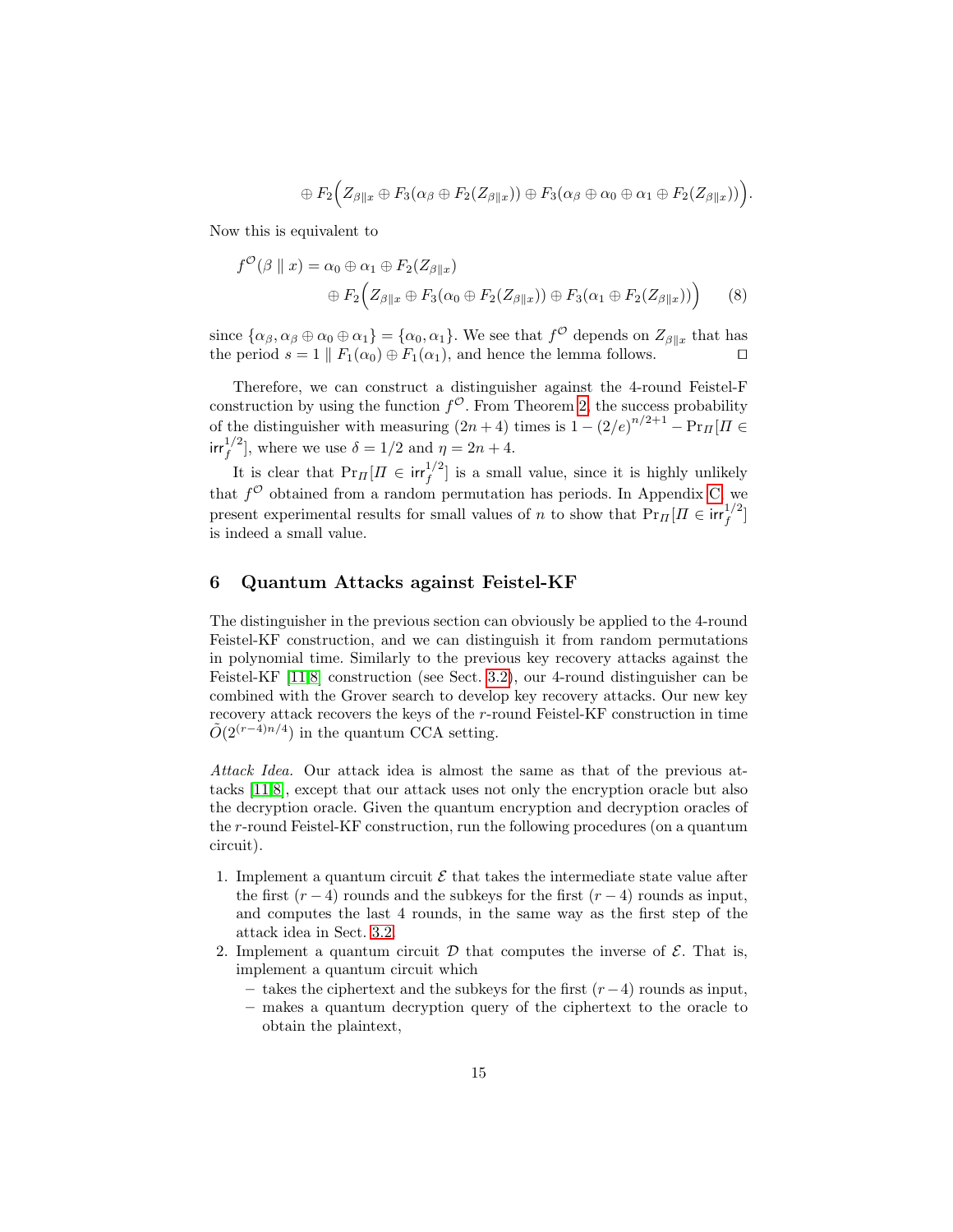$$\oplus F_2\Big(Z_{\beta\|x} \oplus F_3(\alpha_\beta \oplus F_2(Z_{\beta\|x})) \oplus F_3(\alpha_\beta \oplus \alpha_0 \oplus \alpha_1 \oplus F_2(Z_{\beta\|x}))\Big).$$

Now this is equivalent to

$$f^{\mathcal{O}}(\beta \parallel x) = \alpha_0 \oplus \alpha_1 \oplus F_2(Z_{\beta\|x}) \oplus F_2\Big(Z_{\beta\|x} \oplus F_3(\alpha_0 \oplus F_2(Z_{\beta\|x})) \oplus F_3(\alpha_1 \oplus F_2(Z_{\beta\|x}))\Big) \tag{8}$$

since $\{\alpha_\beta, \alpha_\beta \oplus \alpha_0 \oplus \alpha_1\} = \{\alpha_0, \alpha_1\}$. We see that $f^{\mathcal{O}}$ depends on $Z_{\beta\|x}$ that has the period $s = 1 \parallel F_1(\alpha_0) \oplus F_1(\alpha_1)$, and hence the lemma follows. $\square$

Therefore, we can construct a distinguisher against the 4-round Feistel-F construction by using the function $f^{\mathcal{O}}$. From Theorem 2, the success probability of the distinguisher with measuring $(2n+4)$ times is $1 - (2/e)^{n/2+1} - \Pr_{\Pi}[\Pi \in \mathsf{irr}_f^{1/2}]$, where we use $\delta = 1/2$ and $\eta = 2n+4$.

It is clear that $\Pr_{\Pi}[\Pi \in \mathsf{irr}_f^{1/2}]$ is a small value, since it is highly unlikely that $f^{\mathcal{O}}$ obtained from a random permutation has periods. In Appendix C, we present experimental results for small values of $n$ to show that $\Pr_{\Pi}[\Pi \in \mathsf{irr}_f^{1/2}]$ is indeed a small value.

## 6 Quantum Attacks against Feistel-KF

The distinguisher in the previous section can obviously be applied to the 4-round Feistel-KF construction, and we can distinguish it from random permutations in polynomial time. Similarly to the previous key recovery attacks against the Feistel-KF [11,8] construction (see Sect. 3.2), our 4-round distinguisher can be combined with the Grover search to develop key recovery attacks. Our new key recovery attack recovers the keys of the $r$-round Feistel-KF construction in time $\tilde{O}(2^{(r-4)n/4})$ in the quantum CCA setting.

*Attack Idea.* Our attack idea is almost the same as that of the previous attacks [11,8], except that our attack uses not only the encryption oracle but also the decryption oracle. Given the quantum encryption and decryption oracles of the $r$-round Feistel-KF construction, run the following procedures (on a quantum circuit).

1. Implement a quantum circuit $\mathcal{E}$ that takes the intermediate state value after the first $(r-4)$ rounds and the subkeys for the first $(r-4)$ rounds as input, and computes the last 4 rounds, in the same way as the first step of the attack idea in Sect. 3.2.
2. Implement a quantum circuit $\mathcal{D}$ that computes the inverse of $\mathcal{E}$. That is, implement a quantum circuit which
   - takes the ciphertext and the subkeys for the first $(r-4)$ rounds as input,
   - makes a quantum decryption query of the ciphertext to the oracle to obtain the plaintext,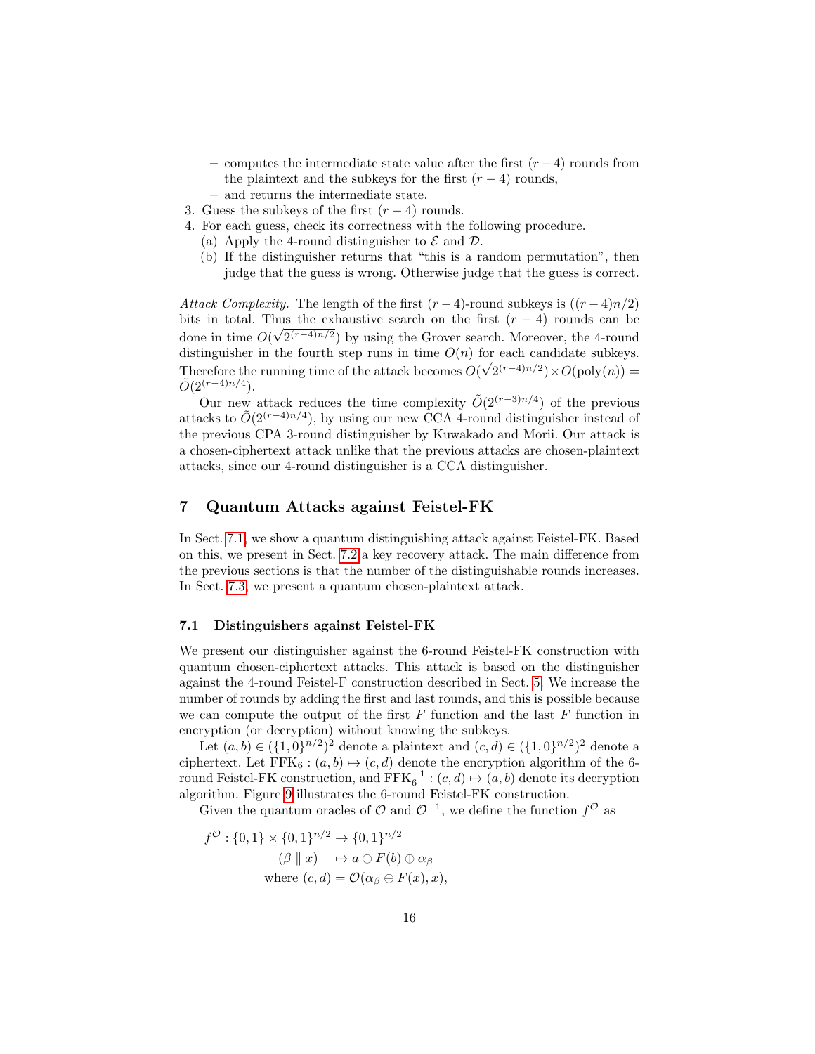– computes the intermediate state value after the first $(r-4)$ rounds from the plaintext and the subkeys for the first $(r-4)$ rounds,
   – and returns the intermediate state.
3. Guess the subkeys of the first $(r-4)$ rounds.
4. For each guess, check its correctness with the following procedure.
   (a) Apply the 4-round distinguisher to $\mathcal{E}$ and $\mathcal{D}$.
   (b) If the distinguisher returns that "this is a random permutation", then judge that the guess is wrong. Otherwise judge that the guess is correct.

*Attack Complexity.* The length of the first $(r-4)$-round subkeys is $((r-4)n/2)$ bits in total. Thus the exhaustive search on the first $(r-4)$ rounds can be done in time $O(\sqrt{2^{(r-4)n/2}})$ by using the Grover search. Moreover, the 4-round distinguisher in the fourth step runs in time $O(n)$ for each candidate subkeys. Therefore the running time of the attack becomes $O(\sqrt{2^{(r-4)n/2}}) \times O(\text{poly}(n)) = \tilde{O}(2^{(r-4)n/4})$.

Our new attack reduces the time complexity $\tilde{O}(2^{(r-3)n/4})$ of the previous attacks to $\tilde{O}(2^{(r-4)n/4})$, by using our new CCA 4-round distinguisher instead of the previous CPA 3-round distinguisher by Kuwakado and Morii. Our attack is a chosen-ciphertext attack unlike that the previous attacks are chosen-plaintext attacks, since our 4-round distinguisher is a CCA distinguisher.

## 7 Quantum Attacks against Feistel-FK

In Sect. 7.1, we show a quantum distinguishing attack against Feistel-FK. Based on this, we present in Sect. 7.2 a key recovery attack. The main difference from the previous sections is that the number of the distinguishable rounds increases. In Sect. 7.3, we present a quantum chosen-plaintext attack.

### 7.1 Distinguishers against Feistel-FK

We present our distinguisher against the 6-round Feistel-FK construction with quantum chosen-ciphertext attacks. This attack is based on the distinguisher against the 4-round Feistel-F construction described in Sect. 5. We increase the number of rounds by adding the first and last rounds, and this is possible because we can compute the output of the first $F$ function and the last $F$ function in encryption (or decryption) without knowing the subkeys.

Let $(a, b) \in (\{1, 0\}^{n/2})^2$ denote a plaintext and $(c, d) \in (\{1, 0\}^{n/2})^2$ denote a ciphertext. Let $\text{FFK}_6 : (a, b) \mapsto (c, d)$ denote the encryption algorithm of the 6-round Feistel-FK construction, and $\text{FFK}_6^{-1} : (c, d) \mapsto (a, b)$ denote its decryption algorithm. Figure 9 illustrates the 6-round Feistel-FK construction.

Given the quantum oracles of $\mathcal{O}$ and $\mathcal{O}^{-1}$, we define the function $f^{\mathcal{O}}$ as

$$
\begin{aligned}
f^{\mathcal{O}} : \{0,1\} \times \{0,1\}^{n/2} &\to \{0,1\}^{n/2} \\
(\beta \parallel x) &\mapsto a \oplus F(b) \oplus \alpha_\beta \\
\text{where } (c, d) &= \mathcal{O}(\alpha_\beta \oplus F(x), x),
\end{aligned}
$$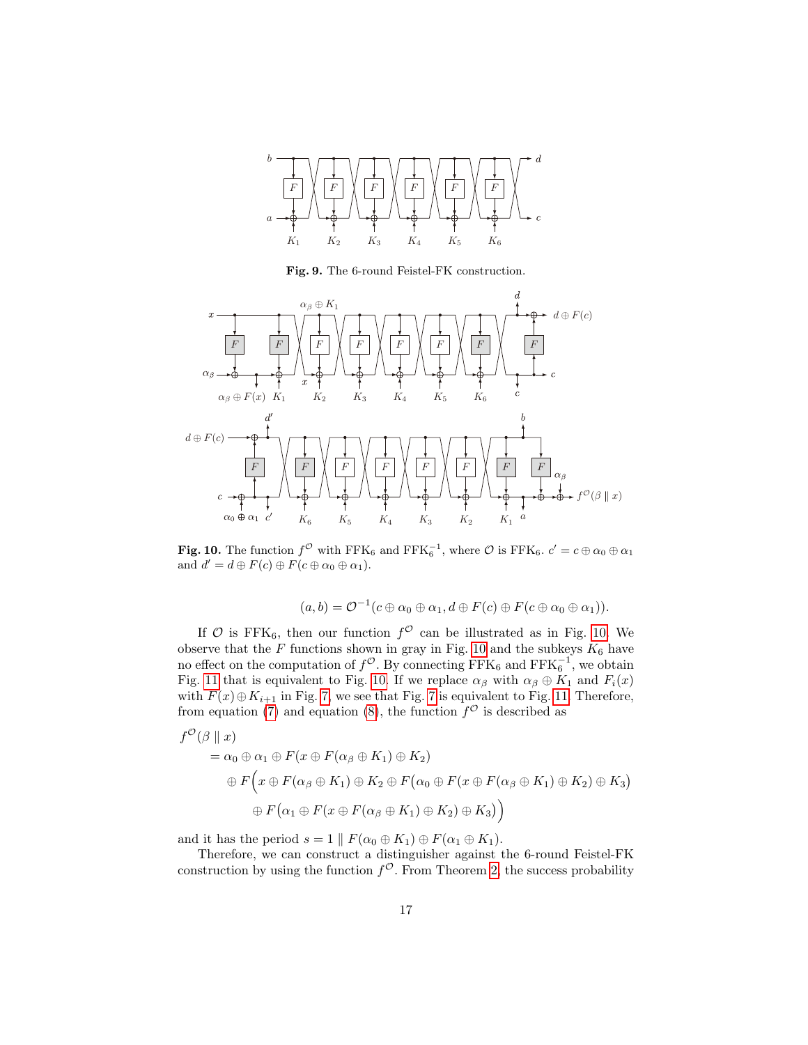**Fig. 9.** The 6-round Feistel-FK construction.

**Fig. 10.** The function $f^{\mathcal{O}}$ with $\mathrm{FFK}_6$ and $\mathrm{FFK}_6^{-1}$, where $\mathcal{O}$ is $\mathrm{FFK}_6$. $c' = c \oplus \alpha_0 \oplus \alpha_1$ and $d' = d \oplus F(c) \oplus F(c \oplus \alpha_0 \oplus \alpha_1)$.

$$(a, b) = \mathcal{O}^{-1}(c \oplus \alpha_0 \oplus \alpha_1, d \oplus F(c) \oplus F(c \oplus \alpha_0 \oplus \alpha_1)).$$

If $\mathcal{O}$ is $\mathrm{FFK}_6$, then our function $f^{\mathcal{O}}$ can be illustrated as in Fig. 10. We observe that the $F$ functions shown in gray in Fig. 10 and the subkeys $K_6$ have no effect on the computation of $f^{\mathcal{O}}$. By connecting $\mathrm{FFK}_6$ and $\mathrm{FFK}_6^{-1}$, we obtain Fig. 11 that is equivalent to Fig. 10. If we replace $\alpha_\beta$ with $\alpha_\beta \oplus K_1$ and $F_i(x)$ with $F(x) \oplus K_{i+1}$ in Fig. 7, we see that Fig. 7 is equivalent to Fig. 11. Therefore, from equation (7) and equation (8), the function $f^{\mathcal{O}}$ is described as

$$
\begin{aligned}
f^{\mathcal{O}}&(\beta \parallel x) \\
&= \alpha_0 \oplus \alpha_1 \oplus F(x \oplus F(\alpha_\beta \oplus K_1) \oplus K_2) \\
&\quad \oplus F\Big(x \oplus F(\alpha_\beta \oplus K_1) \oplus K_2 \oplus F\big(\alpha_0 \oplus F(x \oplus F(\alpha_\beta \oplus K_1) \oplus K_2) \oplus K_3\big) \\
&\qquad \oplus F\big(\alpha_1 \oplus F(x \oplus F(\alpha_\beta \oplus K_1) \oplus K_2) \oplus K_3\big)\Big)
\end{aligned}
$$

and it has the period $s = 1 \parallel F(\alpha_0 \oplus K_1) \oplus F(\alpha_1 \oplus K_1)$.

Therefore, we can construct a distinguisher against the 6-round Feistel-FK construction by using the function $f^{\mathcal{O}}$. From Theorem 2, the success probability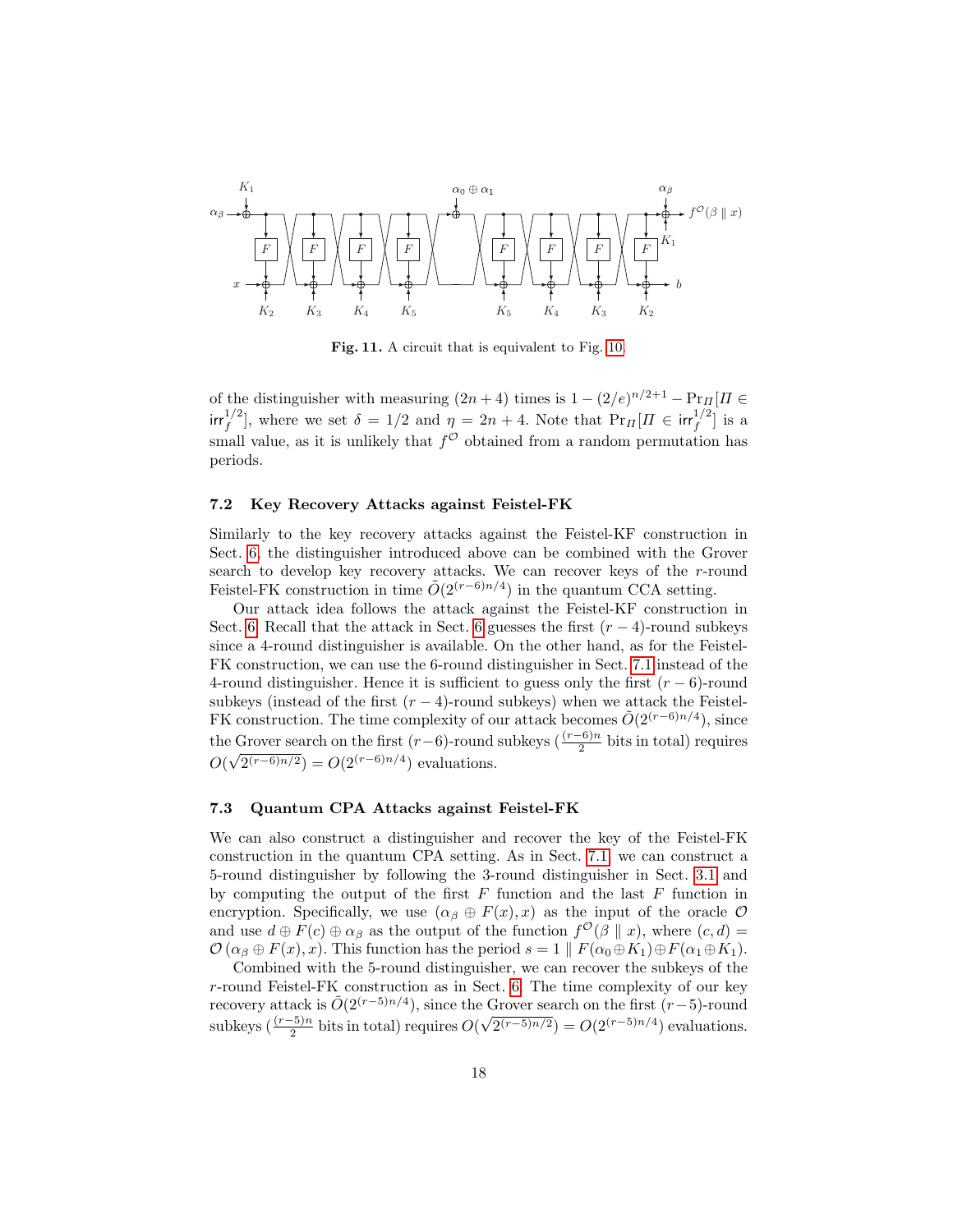**Fig. 11.** A circuit that is equivalent to Fig. 10.

of the distinguisher with measuring $(2n+4)$ times is $1-(2/e)^{n/2+1} - \Pr_{\Pi}[\Pi \in \mathsf{irr}_f^{1/2}]$, where we set $\delta = 1/2$ and $\eta = 2n+4$. Note that $\Pr_{\Pi}[\Pi \in \mathsf{irr}_f^{1/2}]$ is a small value, as it is unlikely that $f^{\mathcal{O}}$ obtained from a random permutation has periods.

### 7.2 Key Recovery Attacks against Feistel-FK

Similarly to the key recovery attacks against the Feistel-KF construction in Sect. 6, the distinguisher introduced above can be combined with the Grover search to develop key recovery attacks. We can recover keys of the $r$-round Feistel-FK construction in time $\tilde{O}(2^{(r-6)n/4})$ in the quantum CCA setting.

Our attack idea follows the attack against the Feistel-KF construction in Sect. 6. Recall that the attack in Sect. 6 guesses the first $(r-4)$-round subkeys since a 4-round distinguisher is available. On the other hand, as for the Feistel-FK construction, we can use the 6-round distinguisher in Sect. 7.1 instead of the 4-round distinguisher. Hence it is sufficient to guess only the first $(r-6)$-round subkeys (instead of the first $(r-4)$-round subkeys) when we attack the Feistel-FK construction. The time complexity of our attack becomes $\tilde{O}(2^{(r-6)n/4})$, since the Grover search on the first $(r-6)$-round subkeys ($\frac{(r-6)n}{2}$ bits in total) requires $O(\sqrt{2^{(r-6)n/2}}) = O(2^{(r-6)n/4})$ evaluations.

### 7.3 Quantum CPA Attacks against Feistel-FK

We can also construct a distinguisher and recover the key of the Feistel-FK construction in the quantum CPA setting. As in Sect. 7.1, we can construct a 5-round distinguisher by following the 3-round distinguisher in Sect. 3.1 and by computing the output of the first $F$ function and the last $F$ function in encryption. Specifically, we use $(\alpha_\beta \oplus F(x), x)$ as the input of the oracle $\mathcal{O}$ and use $d \oplus F(c) \oplus \alpha_\beta$ as the output of the function $f^{\mathcal{O}}(\beta \parallel x)$, where $(c,d) = \mathcal{O}(\alpha_\beta \oplus F(x), x)$. This function has the period $s = 1 \parallel F(\alpha_0 \oplus K_1) \oplus F(\alpha_1 \oplus K_1)$.

Combined with the 5-round distinguisher, we can recover the subkeys of the $r$-round Feistel-FK construction as in Sect. 6. The time complexity of our key recovery attack is $\tilde{O}(2^{(r-5)n/4})$, since the Grover search on the first $(r-5)$-round subkeys ($\frac{(r-5)n}{2}$ bits in total) requires $O(\sqrt{2^{(r-5)n/2}}) = O(2^{(r-5)n/4})$ evaluations.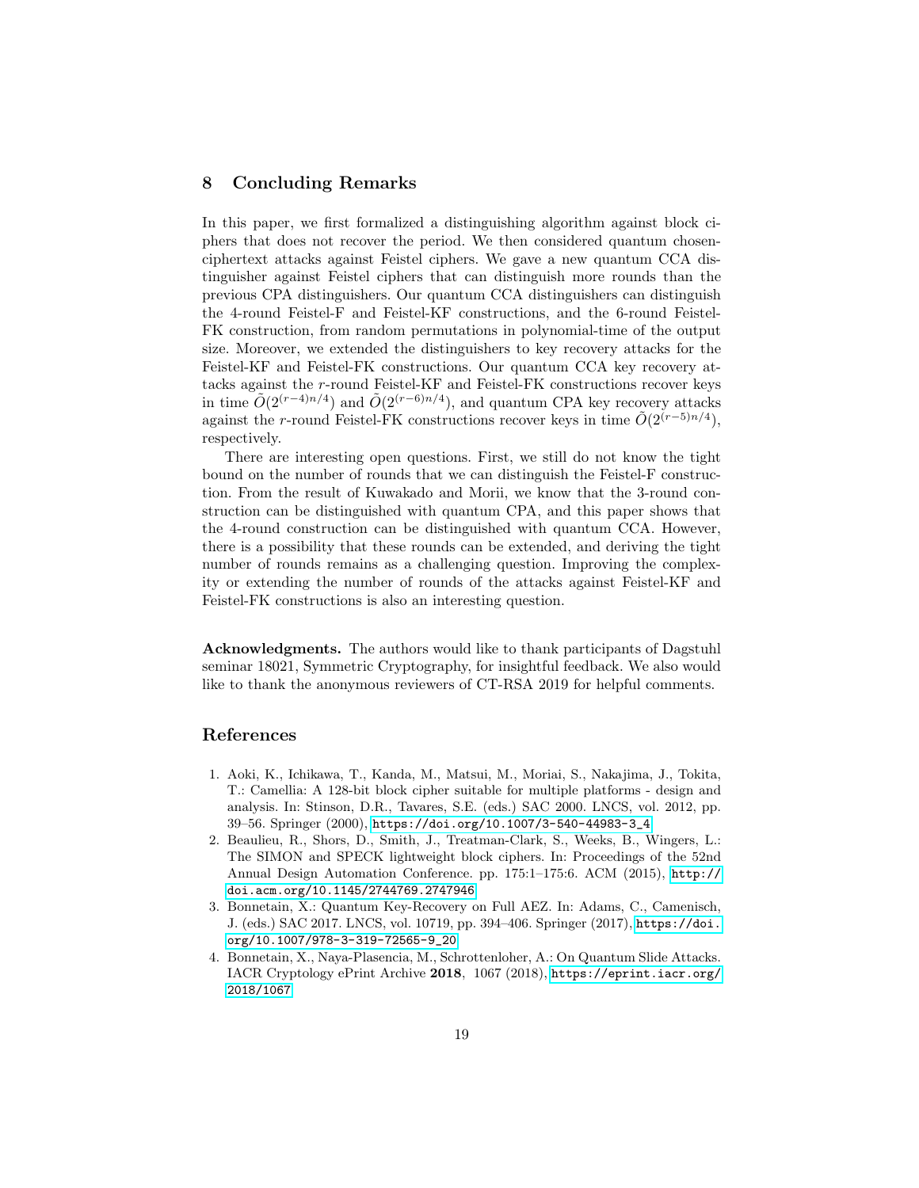## 8 Concluding Remarks

In this paper, we first formalized a distinguishing algorithm against block ciphers that does not recover the period. We then considered quantum chosen-ciphertext attacks against Feistel ciphers. We gave a new quantum CCA distinguisher against Feistel ciphers that can distinguish more rounds than the previous CPA distinguishers. Our quantum CCA distinguishers can distinguish the 4-round Feistel-F and Feistel-KF constructions, and the 6-round Feistel-FK construction, from random permutations in polynomial-time of the output size. Moreover, we extended the distinguishers to key recovery attacks for the Feistel-KF and Feistel-FK constructions. Our quantum CCA key recovery attacks against the $r$-round Feistel-KF and Feistel-FK constructions recover keys in time $\tilde{O}(2^{(r-4)n/4})$ and $\tilde{O}(2^{(r-6)n/4})$, and quantum CPA key recovery attacks against the $r$-round Feistel-FK constructions recover keys in time $\tilde{O}(2^{(r-5)n/4})$, respectively.

There are interesting open questions. First, we still do not know the tight bound on the number of rounds that we can distinguish the Feistel-F construction. From the result of Kuwakado and Morii, we know that the 3-round construction can be distinguished with quantum CPA, and this paper shows that the 4-round construction can be distinguished with quantum CCA. However, there is a possibility that these rounds can be extended, and deriving the tight number of rounds remains as a challenging question. Improving the complexity or extending the number of rounds of the attacks against Feistel-KF and Feistel-FK constructions is also an interesting question.

**Acknowledgments.** The authors would like to thank participants of Dagstuhl seminar 18021, Symmetric Cryptography, for insightful feedback. We also would like to thank the anonymous reviewers of CT-RSA 2019 for helpful comments.

## References

1. Aoki, K., Ichikawa, T., Kanda, M., Matsui, M., Moriai, S., Nakajima, J., Tokita, T.: Camellia: A 128-bit block cipher suitable for multiple platforms - design and analysis. In: Stinson, D.R., Tavares, S.E. (eds.) SAC 2000. LNCS, vol. 2012, pp. 39–56. Springer (2000), https://doi.org/10.1007/3-540-44983-3_4
2. Beaulieu, R., Shors, D., Smith, J., Treatman-Clark, S., Weeks, B., Wingers, L.: The SIMON and SPECK lightweight block ciphers. In: Proceedings of the 52nd Annual Design Automation Conference. pp. 175:1–175:6. ACM (2015), http://doi.acm.org/10.1145/2744769.2747946
3. Bonnetain, X.: Quantum Key-Recovery on Full AEZ. In: Adams, C., Camenisch, J. (eds.) SAC 2017. LNCS, vol. 10719, pp. 394–406. Springer (2017), https://doi.org/10.1007/978-3-319-72565-9_20
4. Bonnetain, X., Naya-Plasencia, M., Schrottenloher, A.: On Quantum Slide Attacks. IACR Cryptology ePrint Archive **2018**, 1067 (2018), https://eprint.iacr.org/2018/1067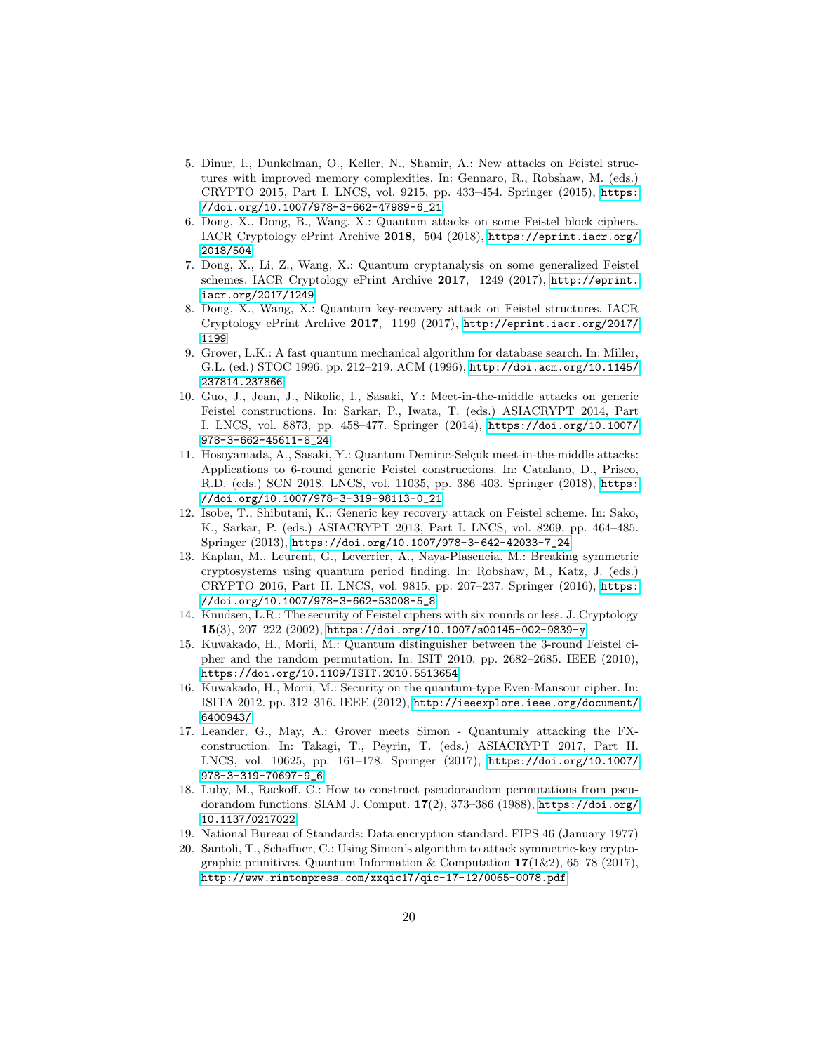5. Dinur, I., Dunkelman, O., Keller, N., Shamir, A.: New attacks on Feistel structures with improved memory complexities. In: Gennaro, R., Robshaw, M. (eds.) CRYPTO 2015, Part I. LNCS, vol. 9215, pp. 433–454. Springer (2015), https://doi.org/10.1007/978-3-662-47989-6_21
6. Dong, X., Dong, B., Wang, X.: Quantum attacks on some Feistel block ciphers. IACR Cryptology ePrint Archive **2018**, 504 (2018), https://eprint.iacr.org/2018/504
7. Dong, X., Li, Z., Wang, X.: Quantum cryptanalysis on some generalized Feistel schemes. IACR Cryptology ePrint Archive **2017**, 1249 (2017), http://eprint.iacr.org/2017/1249
8. Dong, X., Wang, X.: Quantum key-recovery attack on Feistel structures. IACR Cryptology ePrint Archive **2017**, 1199 (2017), http://eprint.iacr.org/2017/1199
9. Grover, L.K.: A fast quantum mechanical algorithm for database search. In: Miller, G.L. (ed.) STOC 1996. pp. 212–219. ACM (1996), http://doi.acm.org/10.1145/237814.237866
10. Guo, J., Jean, J., Nikolic, I., Sasaki, Y.: Meet-in-the-middle attacks on generic Feistel constructions. In: Sarkar, P., Iwata, T. (eds.) ASIACRYPT 2014, Part I. LNCS, vol. 8873, pp. 458–477. Springer (2014), https://doi.org/10.1007/978-3-662-45611-8_24
11. Hosoyamada, A., Sasaki, Y.: Quantum Demiric-Selçuk meet-in-the-middle attacks: Applications to 6-round generic Feistel constructions. In: Catalano, D., Prisco, R.D. (eds.) SCN 2018. LNCS, vol. 11035, pp. 386–403. Springer (2018), https://doi.org/10.1007/978-3-319-98113-0_21
12. Isobe, T., Shibutani, K.: Generic key recovery attack on Feistel scheme. In: Sako, K., Sarkar, P. (eds.) ASIACRYPT 2013, Part I. LNCS, vol. 8269, pp. 464–485. Springer (2013), https://doi.org/10.1007/978-3-642-42033-7_24
13. Kaplan, M., Leurent, G., Leverrier, A., Naya-Plasencia, M.: Breaking symmetric cryptosystems using quantum period finding. In: Robshaw, M., Katz, J. (eds.) CRYPTO 2016, Part II. LNCS, vol. 9815, pp. 207–237. Springer (2016), https://doi.org/10.1007/978-3-662-53008-5_8
14. Knudsen, L.R.: The security of Feistel ciphers with six rounds or less. J. Cryptology **15**(3), 207–222 (2002), https://doi.org/10.1007/s00145-002-9839-y
15. Kuwakado, H., Morii, M.: Quantum distinguisher between the 3-round Feistel cipher and the random permutation. In: ISIT 2010. pp. 2682–2685. IEEE (2010), https://doi.org/10.1109/ISIT.2010.5513654
16. Kuwakado, H., Morii, M.: Security on the quantum-type Even-Mansour cipher. In: ISITA 2012. pp. 312–316. IEEE (2012), http://ieeexplore.ieee.org/document/6400943/
17. Leander, G., May, A.: Grover meets Simon - Quantumly attacking the FX-construction. In: Takagi, T., Peyrin, T. (eds.) ASIACRYPT 2017, Part II. LNCS, vol. 10625, pp. 161–178. Springer (2017), https://doi.org/10.1007/978-3-319-70697-9_6
18. Luby, M., Rackoff, C.: How to construct pseudorandom permutations from pseudorandom functions. SIAM J. Comput. **17**(2), 373–386 (1988), https://doi.org/10.1137/0217022
19. National Bureau of Standards: Data encryption standard. FIPS 46 (January 1977)
20. Santoli, T., Schaffner, C.: Using Simon's algorithm to attack symmetric-key cryptographic primitives. Quantum Information & Computation **17**(1&2), 65–78 (2017), http://www.rintonpress.com/xxqic17/qic-17-12/0065-0078.pdf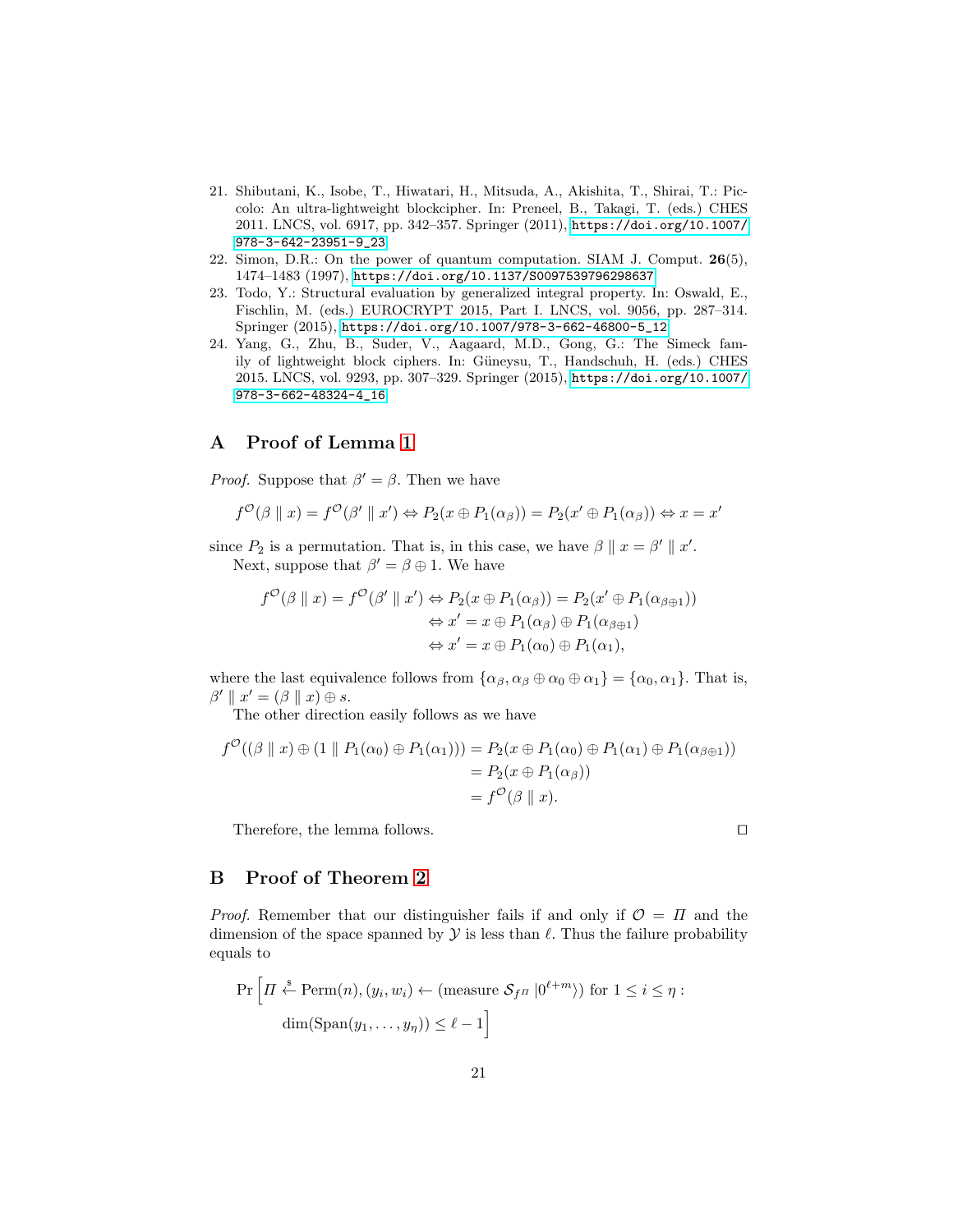21. Shibutani, K., Isobe, T., Hiwatari, H., Mitsuda, A., Akishita, T., Shirai, T.: Piccolo: An ultra-lightweight blockcipher. In: Preneel, B., Takagi, T. (eds.) CHES 2011. LNCS, vol. 6917, pp. 342–357. Springer (2011), https://doi.org/10.1007/978-3-642-23951-9_23
22. Simon, D.R.: On the power of quantum computation. SIAM J. Comput. **26**(5), 1474–1483 (1997), https://doi.org/10.1137/S0097539796298637
23. Todo, Y.: Structural evaluation by generalized integral property. In: Oswald, E., Fischlin, M. (eds.) EUROCRYPT 2015, Part I. LNCS, vol. 9056, pp. 287–314. Springer (2015), https://doi.org/10.1007/978-3-662-46800-5_12
24. Yang, G., Zhu, B., Suder, V., Aagaard, M.D., Gong, G.: The Simeck family of lightweight block ciphers. In: Güneysu, T., Handschuh, H. (eds.) CHES 2015. LNCS, vol. 9293, pp. 307–329. Springer (2015), https://doi.org/10.1007/978-3-662-48324-4_16

## A Proof of Lemma 1

*Proof.* Suppose that $\beta' = \beta$. Then we have

$$f^{\mathcal{O}}(\beta \parallel x) = f^{\mathcal{O}}(\beta' \parallel x') \Leftrightarrow P_2(x \oplus P_1(\alpha_\beta)) = P_2(x' \oplus P_1(\alpha_\beta)) \Leftrightarrow x = x'$$

since $P_2$ is a permutation. That is, in this case, we have $\beta \parallel x = \beta' \parallel x'$.

Next, suppose that $\beta' = \beta \oplus 1$. We have

$$\begin{aligned} f^{\mathcal{O}}(\beta \parallel x) = f^{\mathcal{O}}(\beta' \parallel x') &\Leftrightarrow P_2(x \oplus P_1(\alpha_\beta)) = P_2(x' \oplus P_1(\alpha_{\beta \oplus 1})) \\ &\Leftrightarrow x' = x \oplus P_1(\alpha_\beta) \oplus P_1(\alpha_{\beta \oplus 1}) \\ &\Leftrightarrow x' = x \oplus P_1(\alpha_0) \oplus P_1(\alpha_1), \end{aligned}$$

where the last equivalence follows from $\{\alpha_\beta, \alpha_\beta \oplus \alpha_0 \oplus \alpha_1\} = \{\alpha_0, \alpha_1\}$. That is, $\beta' \parallel x' = (\beta \parallel x) \oplus s$.

The other direction easily follows as we have

$$\begin{aligned} f^{\mathcal{O}}((\beta \parallel x) \oplus (1 \parallel P_1(\alpha_0) \oplus P_1(\alpha_1))) &= P_2(x \oplus P_1(\alpha_0) \oplus P_1(\alpha_1) \oplus P_1(\alpha_{\beta \oplus 1})) \\ &= P_2(x \oplus P_1(\alpha_\beta)) \\ &= f^{\mathcal{O}}(\beta \parallel x). \end{aligned}$$

Therefore, the lemma follows. □

## B Proof of Theorem 2

*Proof.* Remember that our distinguisher fails if and only if $\mathcal{O} = \Pi$ and the dimension of the space spanned by $\mathcal{Y}$ is less than $\ell$. Thus the failure probability equals to

$$\Pr\Big[\Pi \xleftarrow{\$} \mathrm{Perm}(n), (y_i, w_i) \leftarrow (\text{measure } \mathcal{S}_{f^{\Pi}} |0^{\ell+m}\rangle) \text{ for } 1 \le i \le \eta : \\ \dim(\mathrm{Span}(y_1, \ldots, y_\eta)) \le \ell - 1\Big]$$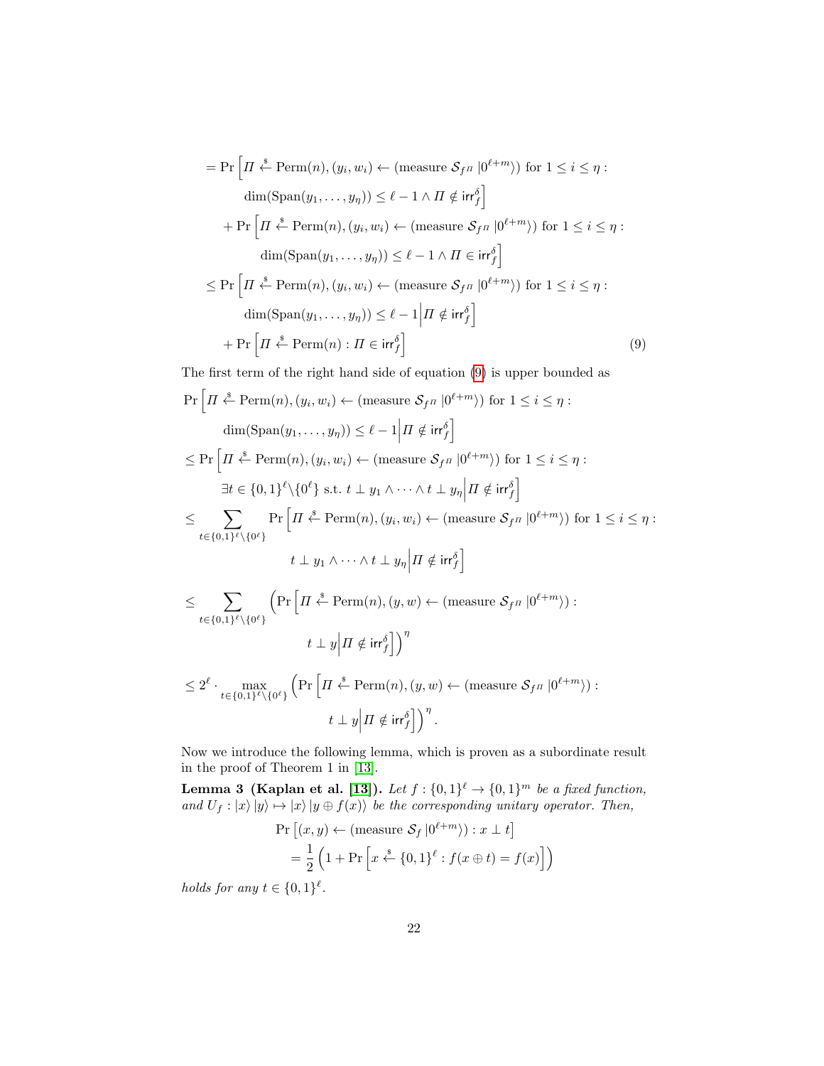$$
\begin{aligned}
&= \Pr\Big[\Pi \xleftarrow{\$} \mathrm{Perm}(n), (y_i, w_i) \leftarrow (\text{measure } \mathcal{S}_{f^\Pi} \left|0^{\ell+m}\right\rangle) \text{ for } 1 \le i \le \eta : \\
&\qquad \dim(\mathrm{Span}(y_1, \dots, y_\eta)) \le \ell - 1 \wedge \Pi \notin \mathsf{irr}_f^\delta\Big] \\
&\quad + \Pr\Big[\Pi \xleftarrow{\$} \mathrm{Perm}(n), (y_i, w_i) \leftarrow (\text{measure } \mathcal{S}_{f^\Pi} \left|0^{\ell+m}\right\rangle) \text{ for } 1 \le i \le \eta : \\
&\qquad \dim(\mathrm{Span}(y_1, \dots, y_\eta)) \le \ell - 1 \wedge \Pi \in \mathsf{irr}_f^\delta\Big] \\
&\le \Pr\Big[\Pi \xleftarrow{\$} \mathrm{Perm}(n), (y_i, w_i) \leftarrow (\text{measure } \mathcal{S}_{f^\Pi} \left|0^{\ell+m}\right\rangle) \text{ for } 1 \le i \le \eta : \\
&\qquad \dim(\mathrm{Span}(y_1, \dots, y_\eta)) \le \ell - 1 \Big| \Pi \notin \mathsf{irr}_f^\delta\Big] \\
&\quad + \Pr\Big[\Pi \xleftarrow{\$} \mathrm{Perm}(n) : \Pi \in \mathsf{irr}_f^\delta\Big]
\end{aligned} \tag{9}
$$

The first term of the right hand side of equation (9) is upper bounded as

$$
\begin{aligned}
&\Pr\Big[\Pi \xleftarrow{\$} \mathrm{Perm}(n), (y_i, w_i) \leftarrow (\text{measure } \mathcal{S}_{f^\Pi} \left|0^{\ell+m}\right\rangle) \text{ for } 1 \le i \le \eta : \\
&\qquad \dim(\mathrm{Span}(y_1, \dots, y_\eta)) \le \ell - 1 \Big| \Pi \notin \mathsf{irr}_f^\delta\Big] \\
&\le \Pr\Big[\Pi \xleftarrow{\$} \mathrm{Perm}(n), (y_i, w_i) \leftarrow (\text{measure } \mathcal{S}_{f^\Pi} \left|0^{\ell+m}\right\rangle) \text{ for } 1 \le i \le \eta : \\
&\qquad \exists t \in \{0,1\}^\ell \backslash \{0^\ell\} \text{ s.t. } t \perp y_1 \wedge \dots \wedge t \perp y_\eta \Big| \Pi \notin \mathsf{irr}_f^\delta\Big] \\
&\le \sum_{t \in \{0,1\}^\ell \backslash \{0^\ell\}} \Pr\Big[\Pi \xleftarrow{\$} \mathrm{Perm}(n), (y_i, w_i) \leftarrow (\text{measure } \mathcal{S}_{f^\Pi} \left|0^{\ell+m}\right\rangle) \text{ for } 1 \le i \le \eta : \\
&\qquad\qquad t \perp y_1 \wedge \dots \wedge t \perp y_\eta \Big| \Pi \notin \mathsf{irr}_f^\delta\Big] \\
&\le \sum_{t \in \{0,1\}^\ell \backslash \{0^\ell\}} \Big(\Pr\Big[\Pi \xleftarrow{\$} \mathrm{Perm}(n), (y, w) \leftarrow (\text{measure } \mathcal{S}_{f^\Pi} \left|0^{\ell+m}\right\rangle) : \\
&\qquad\qquad t \perp y \Big| \Pi \notin \mathsf{irr}_f^\delta\Big]\Big)^\eta \\
&\le 2^\ell \cdot \max_{t \in \{0,1\}^\ell \backslash \{0^\ell\}} \Big(\Pr\Big[\Pi \xleftarrow{\$} \mathrm{Perm}(n), (y, w) \leftarrow (\text{measure } \mathcal{S}_{f^\Pi} \left|0^{\ell+m}\right\rangle) : \\
&\qquad\qquad t \perp y \Big| \Pi \notin \mathsf{irr}_f^\delta\Big]\Big)^\eta .
\end{aligned}
$$

Now we introduce the following lemma, which is proven as a subordinate result in the proof of Theorem 1 in [13].

**Lemma 3 (Kaplan et al. [13]).** *Let $f : \{0,1\}^\ell \to \{0,1\}^m$ be a fixed function, and $U_f : |x\rangle |y\rangle \mapsto |x\rangle |y \oplus f(x)\rangle$ be the corresponding unitary operator. Then,*

$$
\begin{aligned}
&\Pr\left[(x, y) \leftarrow (\text{measure } \mathcal{S}_f \left|0^{\ell+m}\right\rangle) : x \perp t\right] \\
&\quad = \frac{1}{2}\left(1 + \Pr\left[x \xleftarrow{\$} \{0,1\}^\ell : f(x \oplus t) = f(x)\right]\right)
\end{aligned}
$$

*holds for any $t \in \{0,1\}^\ell$.*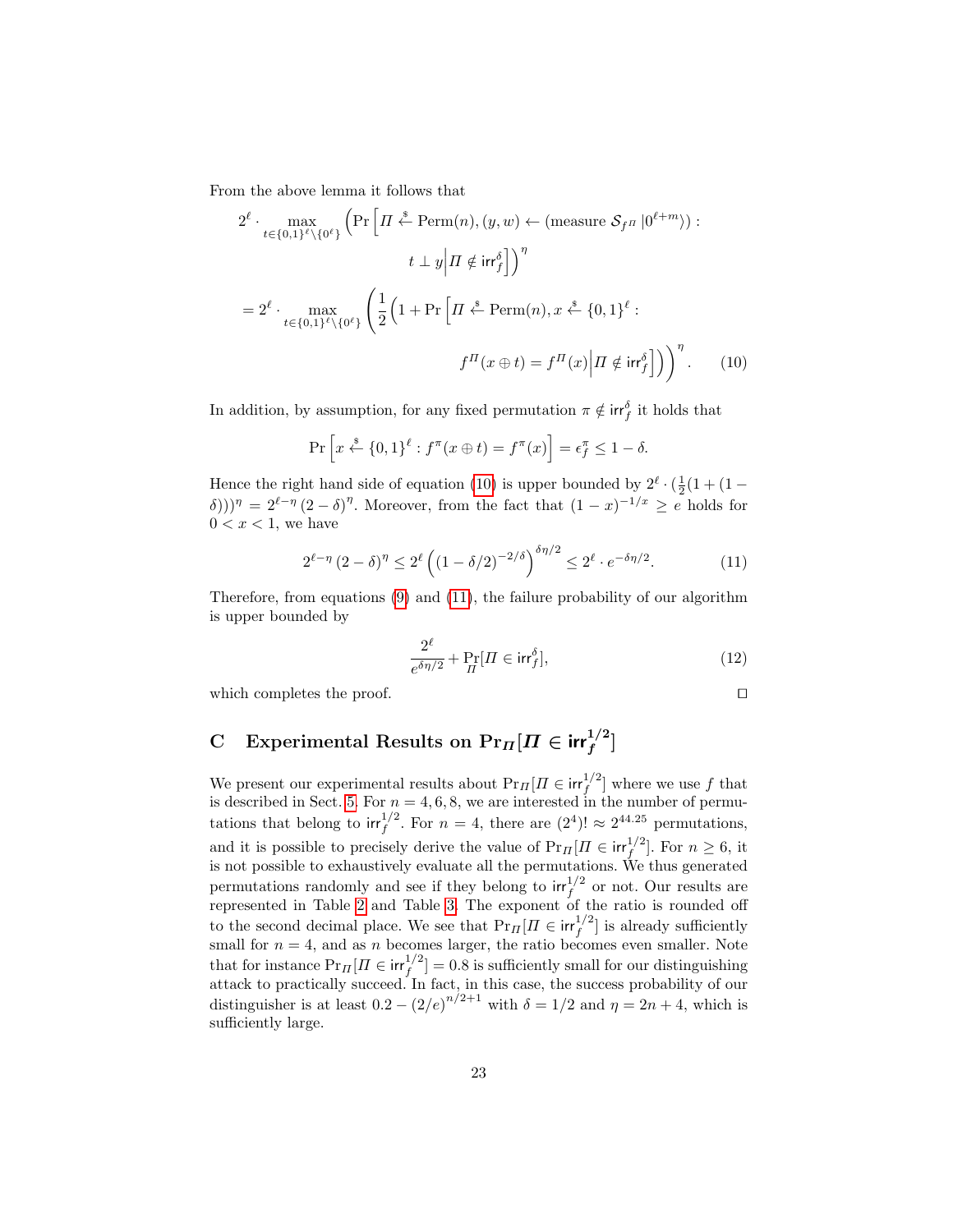From the above lemma it follows that

$$
\begin{aligned}
&2^{\ell} \cdot \max_{t \in \{0,1\}^{\ell} \setminus \{0^{\ell}\}} \Big( \Pr \Big[ \Pi \xleftarrow{\$} \mathrm{Perm}(n), (y, w) \leftarrow (\text{measure } \mathcal{S}_{f^{\Pi}} |0^{\ell+m}\rangle) : \\
&\qquad\qquad\qquad t \perp y \Big| \Pi \notin \mathsf{irr}_f^{\delta} \Big] \Big)^{\eta} \\
&= 2^{\ell} \cdot \max_{t \in \{0,1\}^{\ell} \setminus \{0^{\ell}\}} \left( \frac{1}{2} \Big( 1 + \Pr \Big[ \Pi \xleftarrow{\$} \mathrm{Perm}(n), x \xleftarrow{\$} \{0,1\}^{\ell} : \right. \\
&\qquad\qquad\qquad \left. f^{\Pi}(x \oplus t) = f^{\Pi}(x) \Big| \Pi \notin \mathsf{irr}_f^{\delta} \Big] \Big) \right)^{\eta}. \qquad (10)
\end{aligned}
$$

In addition, by assumption, for any fixed permutation $\pi \notin \mathsf{irr}_f^{\delta}$ it holds that

$$
\Pr \Big[ x \xleftarrow{\$} \{0,1\}^{\ell} : f^{\pi}(x \oplus t) = f^{\pi}(x) \Big] = \epsilon_f^{\pi} \leq 1 - \delta.
$$

Hence the right hand side of equation (10) is upper bounded by $2^{\ell} \cdot (\frac{1}{2}(1 + (1 - \delta)))^{\eta} = 2^{\ell - \eta}(2 - \delta)^{\eta}$. Moreover, from the fact that $(1 - x)^{-1/x} \geq e$ holds for $0 < x < 1$, we have

$$
2^{\ell - \eta}(2 - \delta)^{\eta} \leq 2^{\ell} \left( (1 - \delta/2)^{-2/\delta} \right)^{\delta\eta/2} \leq 2^{\ell} \cdot e^{-\delta\eta/2}. \qquad (11)
$$

Therefore, from equations (9) and (11), the failure probability of our algorithm is upper bounded by

$$
\frac{2^{\ell}}{e^{\delta\eta/2}} + \Pr_{\Pi}[\Pi \in \mathsf{irr}_f^{\delta}], \qquad (12)
$$

which completes the proof. □

## C Experimental Results on $\Pr_{\Pi}[\Pi \in \mathsf{irr}_f^{1/2}]$

We present our experimental results about $\Pr_{\Pi}[\Pi \in \mathsf{irr}_f^{1/2}]$ where we use $f$ that is described in Sect. 5. For $n = 4, 6, 8$, we are interested in the number of permutations that belong to $\mathsf{irr}_f^{1/2}$. For $n = 4$, there are $(2^4)! \approx 2^{44.25}$ permutations, and it is possible to precisely derive the value of $\Pr_{\Pi}[\Pi \in \mathsf{irr}_f^{1/2}]$. For $n \geq 6$, it is not possible to exhaustively evaluate all the permutations. We thus generated permutations randomly and see if they belong to $\mathsf{irr}_f^{1/2}$ or not. Our results are represented in Table 2 and Table 3. The exponent of the ratio is rounded off to the second decimal place. We see that $\Pr_{\Pi}[\Pi \in \mathsf{irr}_f^{1/2}]$ is already sufficiently small for $n = 4$, and as $n$ becomes larger, the ratio becomes even smaller. Note that for instance $\Pr_{\Pi}[\Pi \in \mathsf{irr}_f^{1/2}] = 0.8$ is sufficiently small for our distinguishing attack to practically succeed. In fact, in this case, the success probability of our distinguisher is at least $0.2 - (2/e)^{n/2+1}$ with $\delta = 1/2$ and $\eta = 2n + 4$, which is sufficiently large.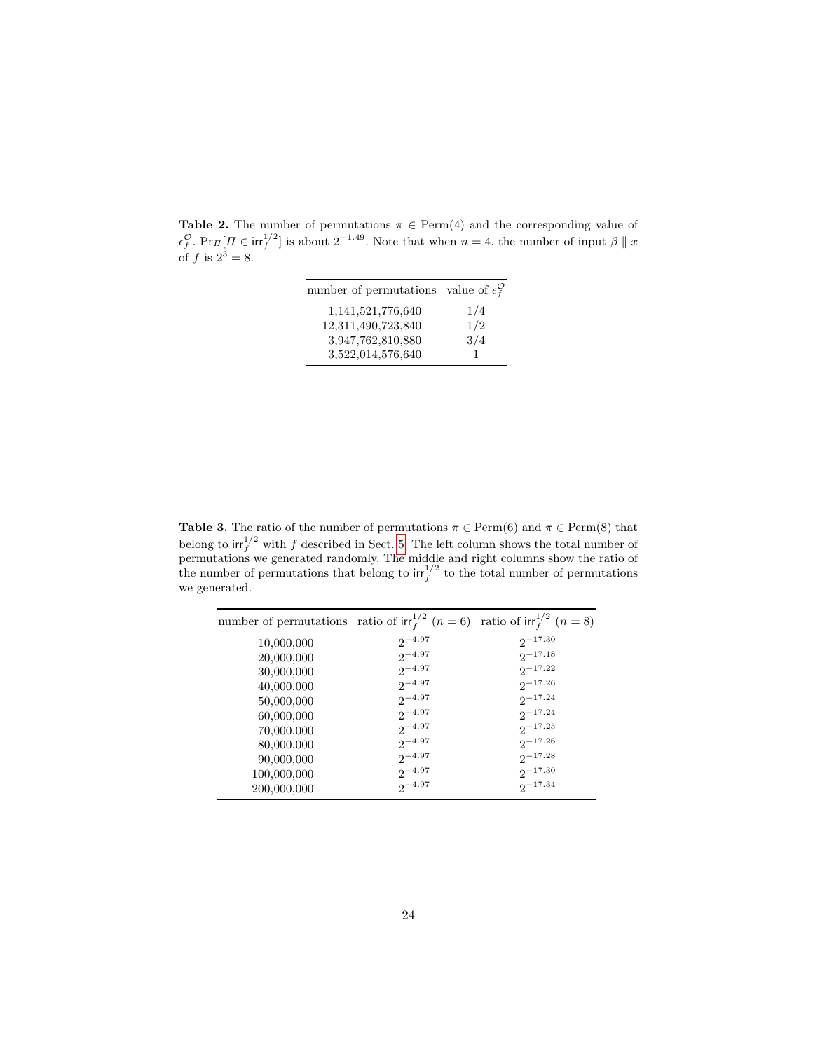**Table 2.** The number of permutations $\pi \in \mathrm{Perm}(4)$ and the corresponding value of $\epsilon_f^{\mathcal{O}}$. $\Pr_{\Pi}[\Pi \in \mathsf{irr}_f^{1/2}]$ is about $2^{-1.49}$. Note that when $n = 4$, the number of input $\beta \parallel x$ of $f$ is $2^3 = 8$.

| number of permutations | value of $\epsilon_f^{\mathcal{O}}$ |
|---|---|
| 1,141,521,776,640 | 1/4 |
| 12,311,490,723,840 | 1/2 |
| 3,947,762,810,880 | 3/4 |
| 3,522,014,576,640 | 1 |

**Table 3.** The ratio of the number of permutations $\pi \in \mathrm{Perm}(6)$ and $\pi \in \mathrm{Perm}(8)$ that belong to $\mathsf{irr}_f^{1/2}$ with $f$ described in Sect. 5. The left column shows the total number of permutations we generated randomly. The middle and right columns show the ratio of the number of permutations that belong to $\mathsf{irr}_f^{1/2}$ to the total number of permutations we generated.

| number of permutations | ratio of $\mathsf{irr}_f^{1/2}$ $(n = 6)$ | ratio of $\mathsf{irr}_f^{1/2}$ $(n = 8)$ |
|---|---|---|
| 10,000,000 | $2^{-4.97}$ | $2^{-17.30}$ |
| 20,000,000 | $2^{-4.97}$ | $2^{-17.18}$ |
| 30,000,000 | $2^{-4.97}$ | $2^{-17.22}$ |
| 40,000,000 | $2^{-4.97}$ | $2^{-17.26}$ |
| 50,000,000 | $2^{-4.97}$ | $2^{-17.24}$ |
| 60,000,000 | $2^{-4.97}$ | $2^{-17.24}$ |
| 70,000,000 | $2^{-4.97}$ | $2^{-17.25}$ |
| 80,000,000 | $2^{-4.97}$ | $2^{-17.26}$ |
| 90,000,000 | $2^{-4.97}$ | $2^{-17.28}$ |
| 100,000,000 | $2^{-4.97}$ | $2^{-17.30}$ |
| 200,000,000 | $2^{-4.97}$ | $2^{-17.34}$ |